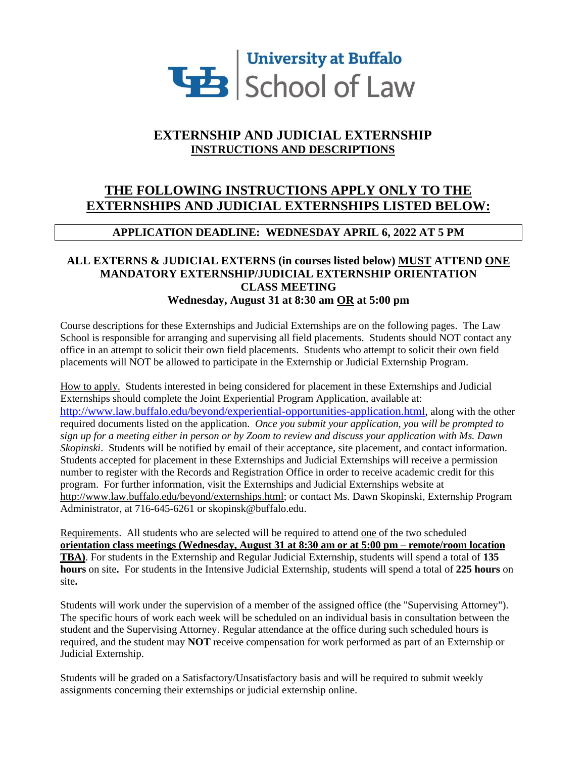**University at Buffalo**
**School of Law**

# EXTERNSHIP AND JUDICIAL EXTERNSHIP

## INSTRUCTIONS AND DESCRIPTIONS

## THE FOLLOWING INSTRUCTIONS APPLY ONLY TO THE EXTERNSHIPS AND JUDICIAL EXTERNSHIPS LISTED BELOW:

**APPLICATION DEADLINE: WEDNESDAY APRIL 6, 2022 AT 5 PM**

**ALL EXTERNS & JUDICIAL EXTERNS (in courses listed below) MUST ATTEND ONE MANDATORY EXTERNSHIP/JUDICIAL EXTERNSHIP ORIENTATION CLASS MEETING**
**Wednesday, August 31 at 8:30 am OR at 5:00 pm**

Course descriptions for these Externships and Judicial Externships are on the following pages. The Law School is responsible for arranging and supervising all field placements. Students should NOT contact any office in an attempt to solicit their own field placements. Students who attempt to solicit their own field placements will NOT be allowed to participate in the Externship or Judicial Externship Program.

How to apply. Students interested in being considered for placement in these Externships and Judicial Externships should complete the Joint Experiential Program Application, available at: http://www.law.buffalo.edu/beyond/experiential-opportunities-application.html, along with the other required documents listed on the application. *Once you submit your application, you will be prompted to sign up for a meeting either in person or by Zoom to review and discuss your application with Ms. Dawn Skopinski*. Students will be notified by email of their acceptance, site placement, and contact information. Students accepted for placement in these Externships and Judicial Externships will receive a permission number to register with the Records and Registration Office in order to receive academic credit for this program. For further information, visit the Externships and Judicial Externships website at http://www.law.buffalo.edu/beyond/externships.html; or contact Ms. Dawn Skopinski, Externship Program Administrator, at 716-645-6261 or skopinsk@buffalo.edu.

Requirements. All students who are selected will be required to attend one of the two scheduled **orientation class meetings (Wednesday, August 31 at 8:30 am or at 5:00 pm – remote/room location TBA)**. For students in the Externship and Regular Judicial Externship, students will spend a total of **135 hours** on site**.** For students in the Intensive Judicial Externship, students will spend a total of **225 hours** on site**.**

Students will work under the supervision of a member of the assigned office (the "Supervising Attorney"). The specific hours of work each week will be scheduled on an individual basis in consultation between the student and the Supervising Attorney. Regular attendance at the office during such scheduled hours is required, and the student may **NOT** receive compensation for work performed as part of an Externship or Judicial Externship.

Students will be graded on a Satisfactory/Unsatisfactory basis and will be required to submit weekly assignments concerning their externships or judicial externship online.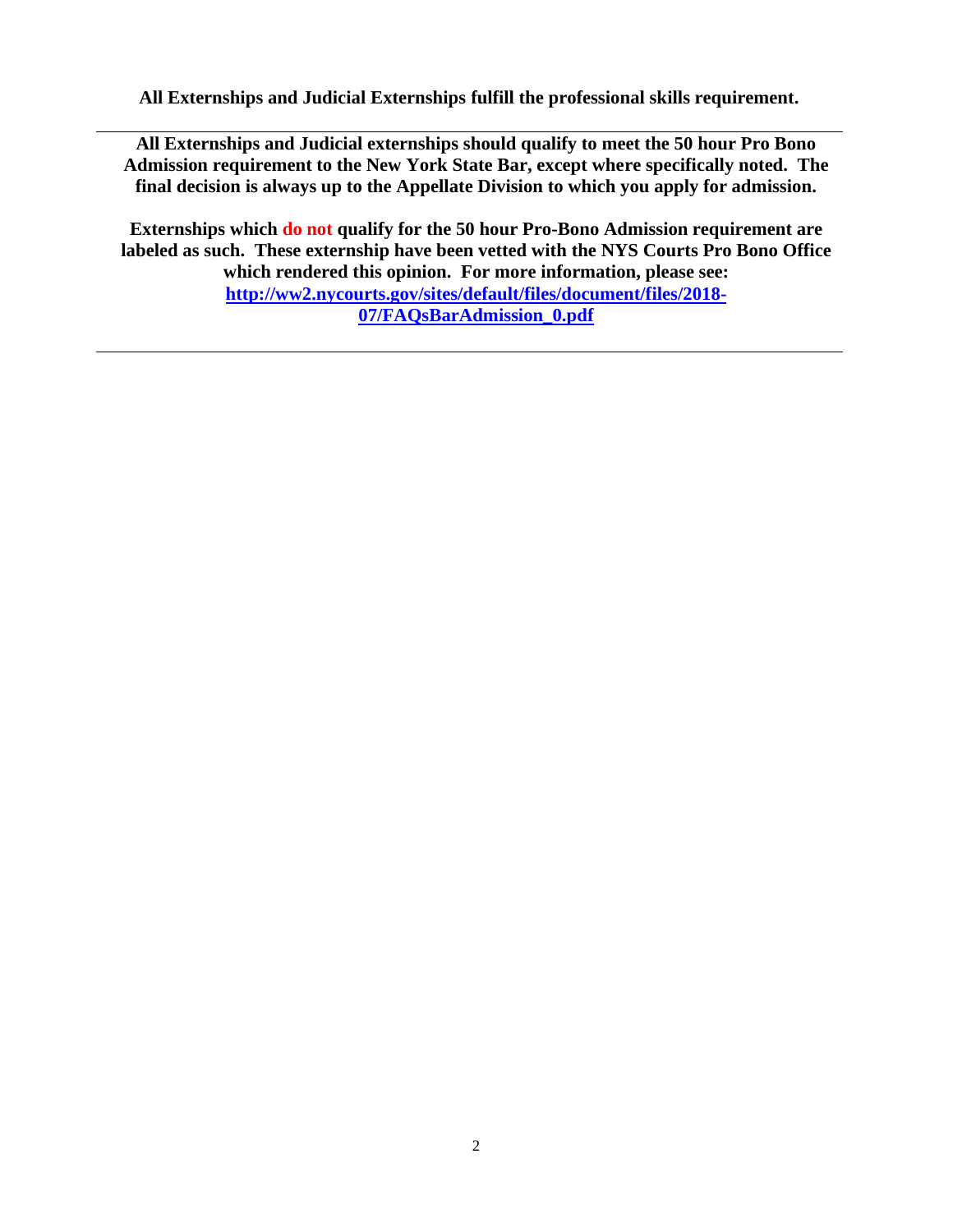**All Externships and Judicial Externships fulfill the professional skills requirement.**

---

**All Externships and Judicial externships should qualify to meet the 50 hour Pro Bono Admission requirement to the New York State Bar, except where specifically noted. The final decision is always up to the Appellate Division to which you apply for admission.**

**Externships which do not qualify for the 50 hour Pro-Bono Admission requirement are labeled as such. These externship have been vetted with the NYS Courts Pro Bono Office which rendered this opinion. For more information, please see: [http://ww2.nycourts.gov/sites/default/files/document/files/2018-07/FAQsBarAdmission_0.pdf](http://ww2.nycourts.gov/sites/default/files/document/files/2018-07/FAQsBarAdmission_0.pdf)**

---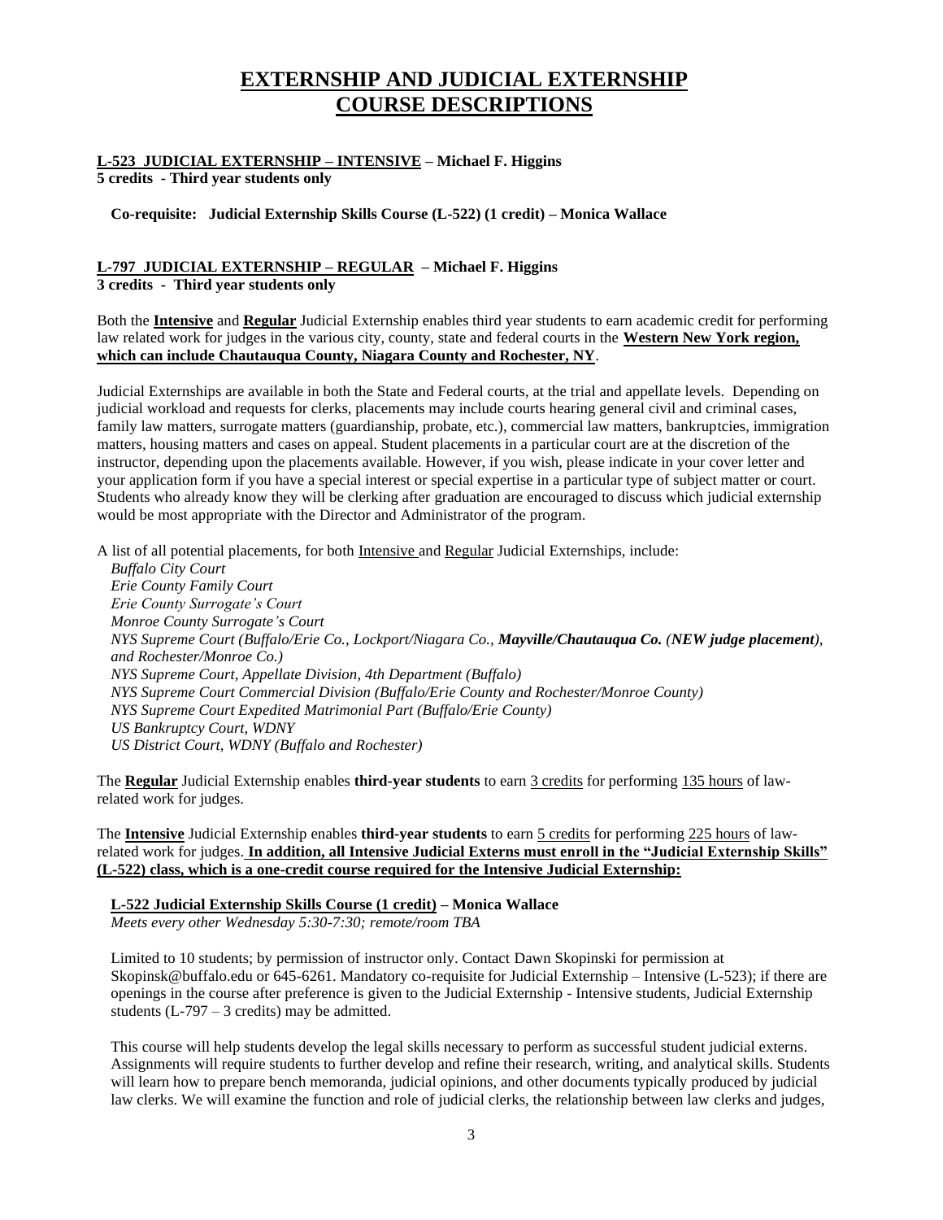# EXTERNSHIP AND JUDICIAL EXTERNSHIP COURSE DESCRIPTIONS

**L-523 JUDICIAL EXTERNSHIP – INTENSIVE – Michael F. Higgins**
**5 credits - Third year students only**

**Co-requisite: Judicial Externship Skills Course (L-522) (1 credit) – Monica Wallace**

**L-797 JUDICIAL EXTERNSHIP – REGULAR – Michael F. Higgins**
**3 credits - Third year students only**

Both the **Intensive** and **Regular** Judicial Externship enables third year students to earn academic credit for performing law related work for judges in the various city, county, state and federal courts in the **Western New York region, which can include Chautauqua County, Niagara County and Rochester, NY**.

Judicial Externships are available in both the State and Federal courts, at the trial and appellate levels. Depending on judicial workload and requests for clerks, placements may include courts hearing general civil and criminal cases, family law matters, surrogate matters (guardianship, probate, etc.), commercial law matters, bankruptcies, immigration matters, housing matters and cases on appeal. Student placements in a particular court are at the discretion of the instructor, depending upon the placements available. However, if you wish, please indicate in your cover letter and your application form if you have a special interest or special expertise in a particular type of subject matter or court. Students who already know they will be clerking after graduation are encouraged to discuss which judicial externship would be most appropriate with the Director and Administrator of the program.

A list of all potential placements, for both Intensive and Regular Judicial Externships, include:

*Buffalo City Court*
*Erie County Family Court*
*Erie County Surrogate's Court*
*Monroe County Surrogate's Court*
*NYS Supreme Court (Buffalo/Erie Co., Lockport/Niagara Co., **Mayville/Chautauqua Co. (NEW judge placement)**, and Rochester/Monroe Co.)*
*NYS Supreme Court, Appellate Division, 4th Department (Buffalo)*
*NYS Supreme Court Commercial Division (Buffalo/Erie County and Rochester/Monroe County)*
*NYS Supreme Court Expedited Matrimonial Part (Buffalo/Erie County)*
*US Bankruptcy Court, WDNY*
*US District Court, WDNY (Buffalo and Rochester)*

The **Regular** Judicial Externship enables **third-year students** to earn 3 credits for performing 135 hours of law-related work for judges.

The **Intensive** Judicial Externship enables **third-year students** to earn 5 credits for performing 225 hours of law-related work for judges. **In addition, all Intensive Judicial Externs must enroll in the "Judicial Externship Skills" (L-522) class, which is a one-credit course required for the Intensive Judicial Externship:**

**L-522 Judicial Externship Skills Course (1 credit) – Monica Wallace**
*Meets every other Wednesday 5:30-7:30; remote/room TBA*

Limited to 10 students; by permission of instructor only. Contact Dawn Skopinski for permission at Skopinsk@buffalo.edu or 645-6261. Mandatory co-requisite for Judicial Externship – Intensive (L-523); if there are openings in the course after preference is given to the Judicial Externship - Intensive students, Judicial Externship students (L-797 – 3 credits) may be admitted.

This course will help students develop the legal skills necessary to perform as successful student judicial externs. Assignments will require students to further develop and refine their research, writing, and analytical skills. Students will learn how to prepare bench memoranda, judicial opinions, and other documents typically produced by judicial law clerks. We will examine the function and role of judicial clerks, the relationship between law clerks and judges,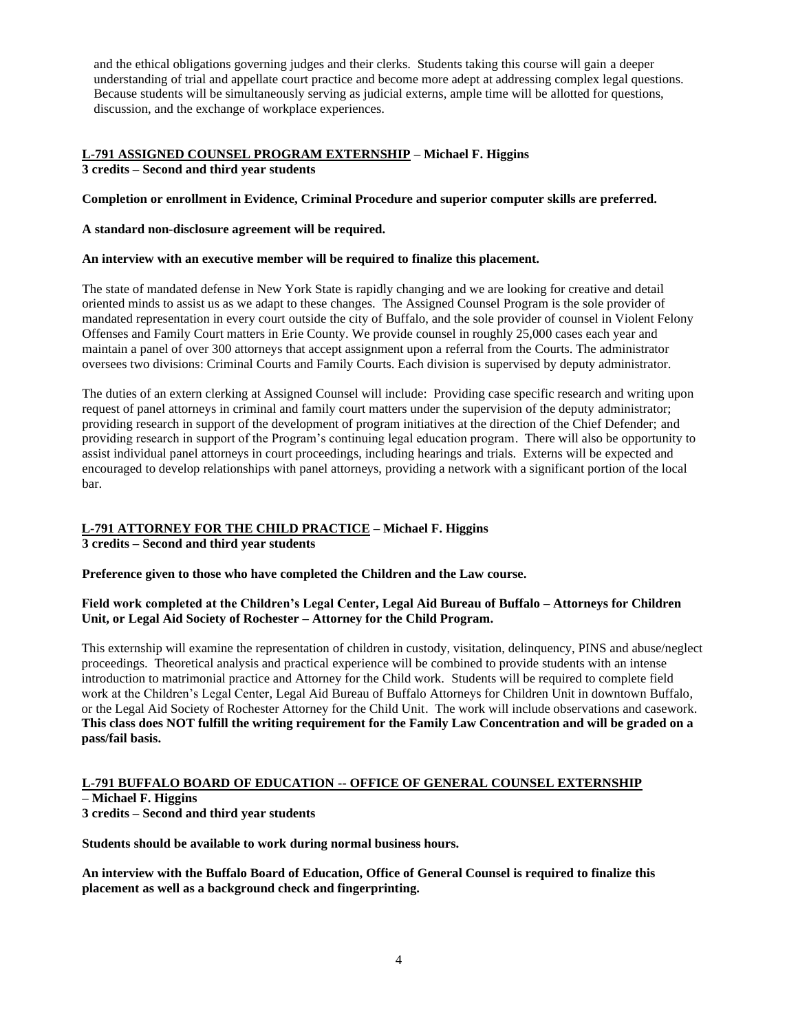and the ethical obligations governing judges and their clerks. Students taking this course will gain a deeper understanding of trial and appellate court practice and become more adept at addressing complex legal questions. Because students will be simultaneously serving as judicial externs, ample time will be allotted for questions, discussion, and the exchange of workplace experiences.

**L-791 ASSIGNED COUNSEL PROGRAM EXTERNSHIP – Michael F. Higgins**
**3 credits – Second and third year students**

**Completion or enrollment in Evidence, Criminal Procedure and superior computer skills are preferred.**

**A standard non-disclosure agreement will be required.**

**An interview with an executive member will be required to finalize this placement.**

The state of mandated defense in New York State is rapidly changing and we are looking for creative and detail oriented minds to assist us as we adapt to these changes. The Assigned Counsel Program is the sole provider of mandated representation in every court outside the city of Buffalo, and the sole provider of counsel in Violent Felony Offenses and Family Court matters in Erie County. We provide counsel in roughly 25,000 cases each year and maintain a panel of over 300 attorneys that accept assignment upon a referral from the Courts. The administrator oversees two divisions: Criminal Courts and Family Courts. Each division is supervised by deputy administrator.

The duties of an extern clerking at Assigned Counsel will include: Providing case specific research and writing upon request of panel attorneys in criminal and family court matters under the supervision of the deputy administrator; providing research in support of the development of program initiatives at the direction of the Chief Defender; and providing research in support of the Program's continuing legal education program. There will also be opportunity to assist individual panel attorneys in court proceedings, including hearings and trials. Externs will be expected and encouraged to develop relationships with panel attorneys, providing a network with a significant portion of the local bar.

**L-791 ATTORNEY FOR THE CHILD PRACTICE – Michael F. Higgins**
**3 credits – Second and third year students**

**Preference given to those who have completed the Children and the Law course.**

**Field work completed at the Children's Legal Center, Legal Aid Bureau of Buffalo – Attorneys for Children Unit, or Legal Aid Society of Rochester – Attorney for the Child Program.**

This externship will examine the representation of children in custody, visitation, delinquency, PINS and abuse/neglect proceedings. Theoretical analysis and practical experience will be combined to provide students with an intense introduction to matrimonial practice and Attorney for the Child work. Students will be required to complete field work at the Children's Legal Center, Legal Aid Bureau of Buffalo Attorneys for Children Unit in downtown Buffalo, or the Legal Aid Society of Rochester Attorney for the Child Unit. The work will include observations and casework. **This class does NOT fulfill the writing requirement for the Family Law Concentration and will be graded on a pass/fail basis.**

**L-791 BUFFALO BOARD OF EDUCATION -- OFFICE OF GENERAL COUNSEL EXTERNSHIP – Michael F. Higgins**
**3 credits – Second and third year students**

**Students should be available to work during normal business hours.**

**An interview with the Buffalo Board of Education, Office of General Counsel is required to finalize this placement as well as a background check and fingerprinting.**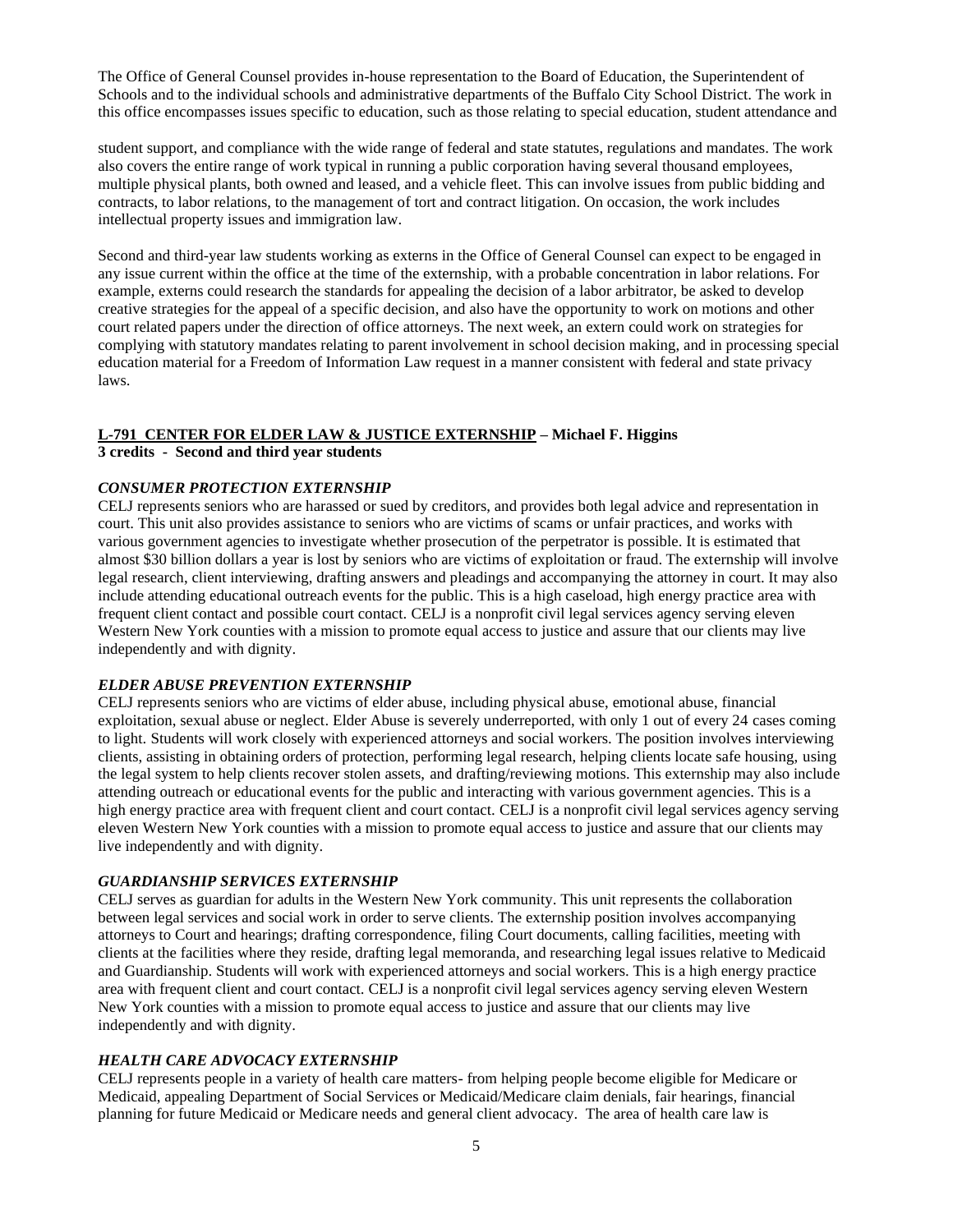The Office of General Counsel provides in-house representation to the Board of Education, the Superintendent of Schools and to the individual schools and administrative departments of the Buffalo City School District. The work in this office encompasses issues specific to education, such as those relating to special education, student attendance and

student support, and compliance with the wide range of federal and state statutes, regulations and mandates. The work also covers the entire range of work typical in running a public corporation having several thousand employees, multiple physical plants, both owned and leased, and a vehicle fleet. This can involve issues from public bidding and contracts, to labor relations, to the management of tort and contract litigation. On occasion, the work includes intellectual property issues and immigration law.

Second and third-year law students working as externs in the Office of General Counsel can expect to be engaged in any issue current within the office at the time of the externship, with a probable concentration in labor relations. For example, externs could research the standards for appealing the decision of a labor arbitrator, be asked to develop creative strategies for the appeal of a specific decision, and also have the opportunity to work on motions and other court related papers under the direction of office attorneys. The next week, an extern could work on strategies for complying with statutory mandates relating to parent involvement in school decision making, and in processing special education material for a Freedom of Information Law request in a manner consistent with federal and state privacy laws.

**L-791 CENTER FOR ELDER LAW & JUSTICE EXTERNSHIP – Michael F. Higgins**
**3 credits - Second and third year students**

***CONSUMER PROTECTION EXTERNSHIP***

CELJ represents seniors who are harassed or sued by creditors, and provides both legal advice and representation in court. This unit also provides assistance to seniors who are victims of scams or unfair practices, and works with various government agencies to investigate whether prosecution of the perpetrator is possible. It is estimated that almost $30 billion dollars a year is lost by seniors who are victims of exploitation or fraud. The externship will involve legal research, client interviewing, drafting answers and pleadings and accompanying the attorney in court. It may also include attending educational outreach events for the public. This is a high caseload, high energy practice area with frequent client contact and possible court contact. CELJ is a nonprofit civil legal services agency serving eleven Western New York counties with a mission to promote equal access to justice and assure that our clients may live independently and with dignity.

***ELDER ABUSE PREVENTION EXTERNSHIP***

CELJ represents seniors who are victims of elder abuse, including physical abuse, emotional abuse, financial exploitation, sexual abuse or neglect. Elder Abuse is severely underreported, with only 1 out of every 24 cases coming to light. Students will work closely with experienced attorneys and social workers. The position involves interviewing clients, assisting in obtaining orders of protection, performing legal research, helping clients locate safe housing, using the legal system to help clients recover stolen assets, and drafting/reviewing motions. This externship may also include attending outreach or educational events for the public and interacting with various government agencies. This is a high energy practice area with frequent client and court contact. CELJ is a nonprofit civil legal services agency serving eleven Western New York counties with a mission to promote equal access to justice and assure that our clients may live independently and with dignity.

***GUARDIANSHIP SERVICES EXTERNSHIP***

CELJ serves as guardian for adults in the Western New York community. This unit represents the collaboration between legal services and social work in order to serve clients. The externship position involves accompanying attorneys to Court and hearings; drafting correspondence, filing Court documents, calling facilities, meeting with clients at the facilities where they reside, drafting legal memoranda, and researching legal issues relative to Medicaid and Guardianship. Students will work with experienced attorneys and social workers. This is a high energy practice area with frequent client and court contact. CELJ is a nonprofit civil legal services agency serving eleven Western New York counties with a mission to promote equal access to justice and assure that our clients may live independently and with dignity.

***HEALTH CARE ADVOCACY EXTERNSHIP***

CELJ represents people in a variety of health care matters- from helping people become eligible for Medicare or Medicaid, appealing Department of Social Services or Medicaid/Medicare claim denials, fair hearings, financial planning for future Medicaid or Medicare needs and general client advocacy. The area of health care law is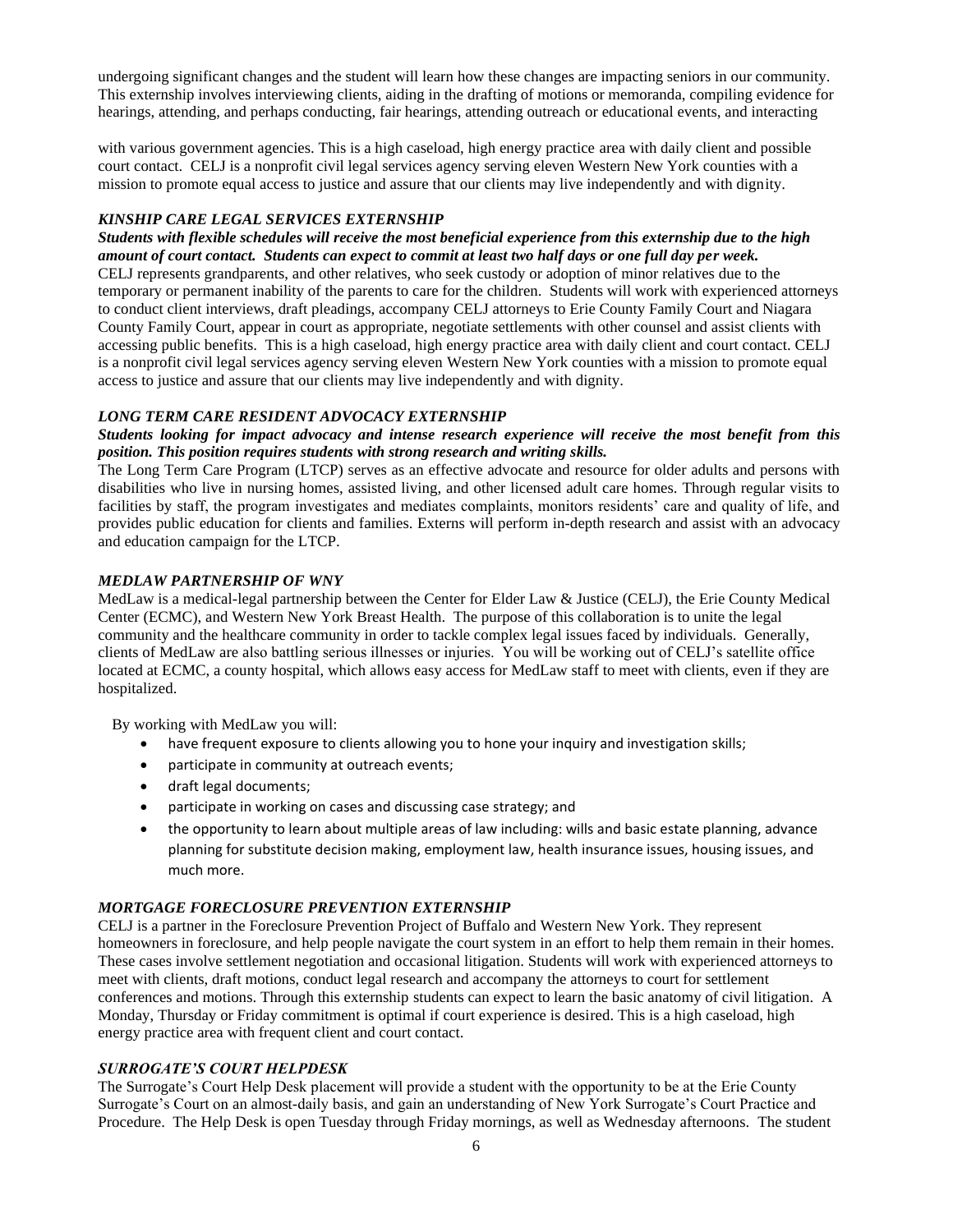undergoing significant changes and the student will learn how these changes are impacting seniors in our community. This externship involves interviewing clients, aiding in the drafting of motions or memoranda, compiling evidence for hearings, attending, and perhaps conducting, fair hearings, attending outreach or educational events, and interacting

with various government agencies. This is a high caseload, high energy practice area with daily client and possible court contact. CELJ is a nonprofit civil legal services agency serving eleven Western New York counties with a mission to promote equal access to justice and assure that our clients may live independently and with dignity.

### *KINSHIP CARE LEGAL SERVICES EXTERNSHIP*

***Students with flexible schedules will receive the most beneficial experience from this externship due to the high amount of court contact. Students can expect to commit at least two half days or one full day per week.***

CELJ represents grandparents, and other relatives, who seek custody or adoption of minor relatives due to the temporary or permanent inability of the parents to care for the children. Students will work with experienced attorneys to conduct client interviews, draft pleadings, accompany CELJ attorneys to Erie County Family Court and Niagara County Family Court, appear in court as appropriate, negotiate settlements with other counsel and assist clients with accessing public benefits. This is a high caseload, high energy practice area with daily client and court contact. CELJ is a nonprofit civil legal services agency serving eleven Western New York counties with a mission to promote equal access to justice and assure that our clients may live independently and with dignity.

### *LONG TERM CARE RESIDENT ADVOCACY EXTERNSHIP*

***Students looking for impact advocacy and intense research experience will receive the most benefit from this position. This position requires students with strong research and writing skills.***

The Long Term Care Program (LTCP) serves as an effective advocate and resource for older adults and persons with disabilities who live in nursing homes, assisted living, and other licensed adult care homes. Through regular visits to facilities by staff, the program investigates and mediates complaints, monitors residents' care and quality of life, and provides public education for clients and families. Externs will perform in-depth research and assist with an advocacy and education campaign for the LTCP.

### *MEDLAW PARTNERSHIP OF WNY*

MedLaw is a medical-legal partnership between the Center for Elder Law & Justice (CELJ), the Erie County Medical Center (ECMC), and Western New York Breast Health. The purpose of this collaboration is to unite the legal community and the healthcare community in order to tackle complex legal issues faced by individuals. Generally, clients of MedLaw are also battling serious illnesses or injuries. You will be working out of CELJ's satellite office located at ECMC, a county hospital, which allows easy access for MedLaw staff to meet with clients, even if they are hospitalized.

By working with MedLaw you will:

- have frequent exposure to clients allowing you to hone your inquiry and investigation skills;
- participate in community at outreach events;
- draft legal documents;
- participate in working on cases and discussing case strategy; and
- the opportunity to learn about multiple areas of law including: wills and basic estate planning, advance planning for substitute decision making, employment law, health insurance issues, housing issues, and much more.

### *MORTGAGE FORECLOSURE PREVENTION EXTERNSHIP*

CELJ is a partner in the Foreclosure Prevention Project of Buffalo and Western New York. They represent homeowners in foreclosure, and help people navigate the court system in an effort to help them remain in their homes. These cases involve settlement negotiation and occasional litigation. Students will work with experienced attorneys to meet with clients, draft motions, conduct legal research and accompany the attorneys to court for settlement conferences and motions. Through this externship students can expect to learn the basic anatomy of civil litigation. A Monday, Thursday or Friday commitment is optimal if court experience is desired. This is a high caseload, high energy practice area with frequent client and court contact.

### *SURROGATE'S COURT HELPDESK*

The Surrogate's Court Help Desk placement will provide a student with the opportunity to be at the Erie County Surrogate's Court on an almost-daily basis, and gain an understanding of New York Surrogate's Court Practice and Procedure. The Help Desk is open Tuesday through Friday mornings, as well as Wednesday afternoons. The student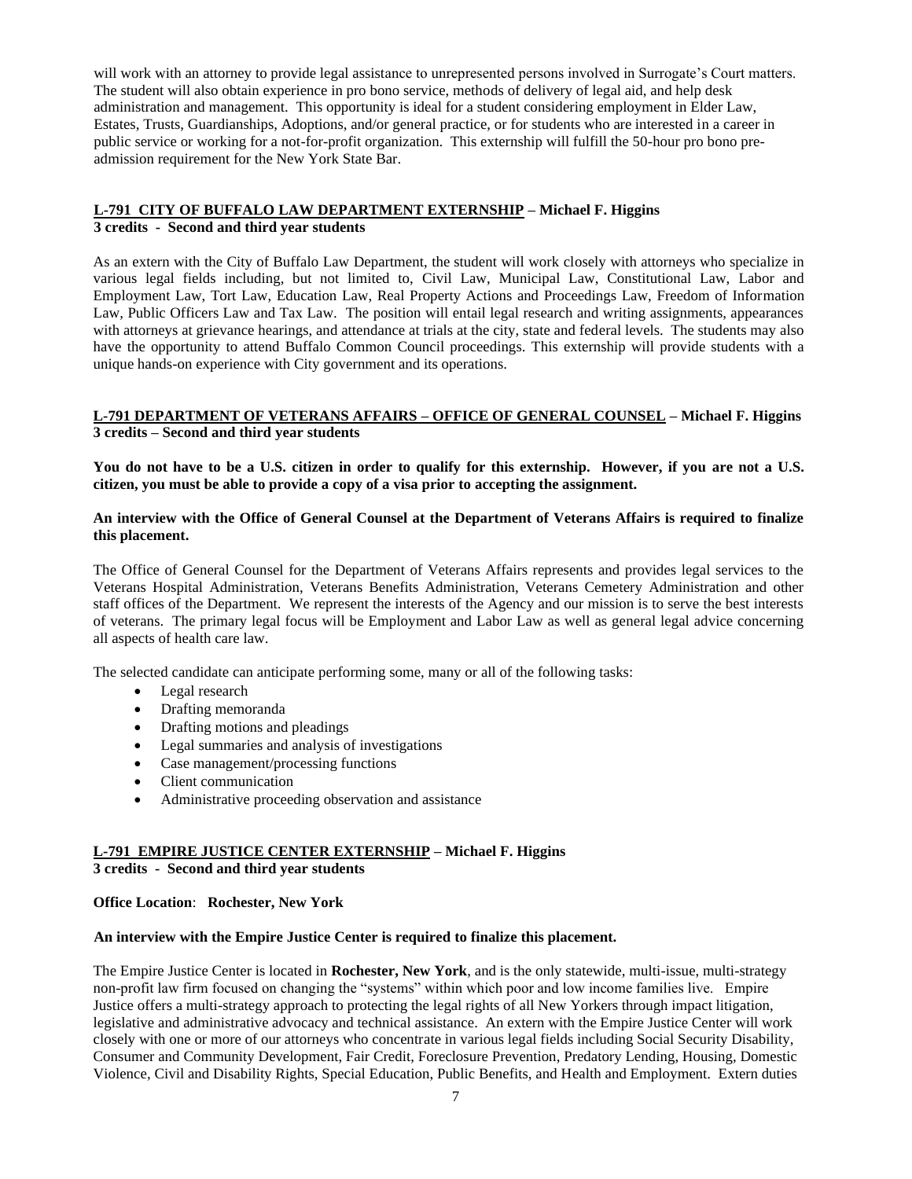will work with an attorney to provide legal assistance to unrepresented persons involved in Surrogate's Court matters. The student will also obtain experience in pro bono service, methods of delivery of legal aid, and help desk administration and management. This opportunity is ideal for a student considering employment in Elder Law, Estates, Trusts, Guardianships, Adoptions, and/or general practice, or for students who are interested in a career in public service or working for a not-for-profit organization. This externship will fulfill the 50-hour pro bono pre-admission requirement for the New York State Bar.

### L-791 CITY OF BUFFALO LAW DEPARTMENT EXTERNSHIP – Michael F. Higgins
**3 credits - Second and third year students**

As an extern with the City of Buffalo Law Department, the student will work closely with attorneys who specialize in various legal fields including, but not limited to, Civil Law, Municipal Law, Constitutional Law, Labor and Employment Law, Tort Law, Education Law, Real Property Actions and Proceedings Law, Freedom of Information Law, Public Officers Law and Tax Law. The position will entail legal research and writing assignments, appearances with attorneys at grievance hearings, and attendance at trials at the city, state and federal levels. The students may also have the opportunity to attend Buffalo Common Council proceedings. This externship will provide students with a unique hands-on experience with City government and its operations.

### L-791 DEPARTMENT OF VETERANS AFFAIRS – OFFICE OF GENERAL COUNSEL – Michael F. Higgins
**3 credits – Second and third year students**

**You do not have to be a U.S. citizen in order to qualify for this externship. However, if you are not a U.S. citizen, you must be able to provide a copy of a visa prior to accepting the assignment.**

**An interview with the Office of General Counsel at the Department of Veterans Affairs is required to finalize this placement.**

The Office of General Counsel for the Department of Veterans Affairs represents and provides legal services to the Veterans Hospital Administration, Veterans Benefits Administration, Veterans Cemetery Administration and other staff offices of the Department. We represent the interests of the Agency and our mission is to serve the best interests of veterans. The primary legal focus will be Employment and Labor Law as well as general legal advice concerning all aspects of health care law.

The selected candidate can anticipate performing some, many or all of the following tasks:

- Legal research
- Drafting memoranda
- Drafting motions and pleadings
- Legal summaries and analysis of investigations
- Case management/processing functions
- Client communication
- Administrative proceeding observation and assistance

### L-791 EMPIRE JUSTICE CENTER EXTERNSHIP – Michael F. Higgins
**3 credits - Second and third year students**

**Office Location**: **Rochester, New York**

**An interview with the Empire Justice Center is required to finalize this placement.**

The Empire Justice Center is located in **Rochester, New York**, and is the only statewide, multi-issue, multi-strategy non-profit law firm focused on changing the "systems" within which poor and low income families live. Empire Justice offers a multi-strategy approach to protecting the legal rights of all New Yorkers through impact litigation, legislative and administrative advocacy and technical assistance. An extern with the Empire Justice Center will work closely with one or more of our attorneys who concentrate in various legal fields including Social Security Disability, Consumer and Community Development, Fair Credit, Foreclosure Prevention, Predatory Lending, Housing, Domestic Violence, Civil and Disability Rights, Special Education, Public Benefits, and Health and Employment. Extern duties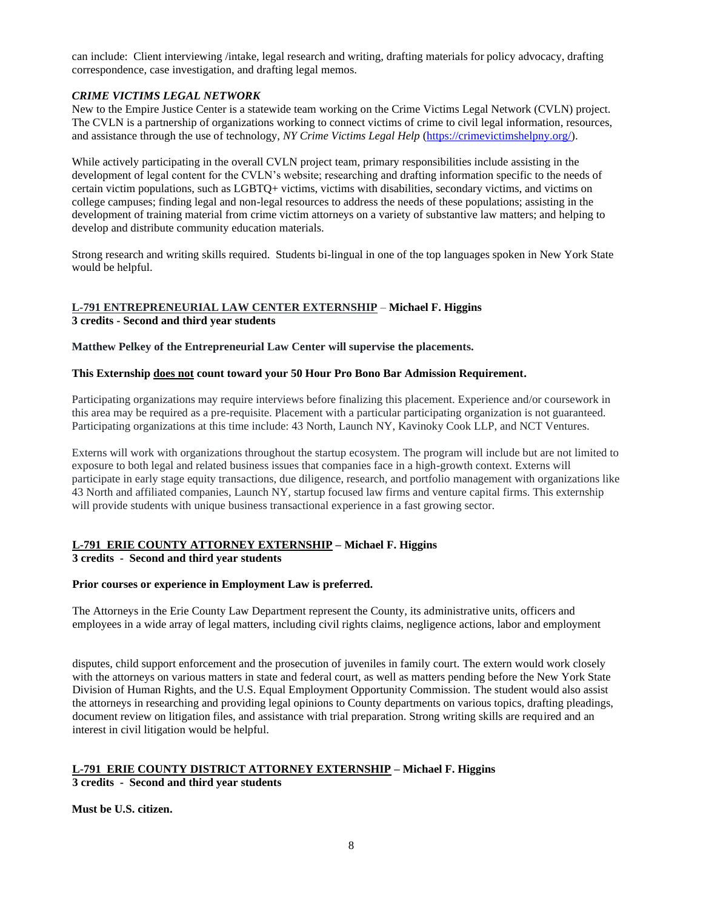can include: Client interviewing /intake, legal research and writing, drafting materials for policy advocacy, drafting correspondence, case investigation, and drafting legal memos.

***CRIME VICTIMS LEGAL NETWORK***

New to the Empire Justice Center is a statewide team working on the Crime Victims Legal Network (CVLN) project. The CVLN is a partnership of organizations working to connect victims of crime to civil legal information, resources, and assistance through the use of technology, *NY Crime Victims Legal Help* (https://crimevictimshelpny.org/).

While actively participating in the overall CVLN project team, primary responsibilities include assisting in the development of legal content for the CVLN's website; researching and drafting information specific to the needs of certain victim populations, such as LGBTQ+ victims, victims with disabilities, secondary victims, and victims on college campuses; finding legal and non-legal resources to address the needs of these populations; assisting in the development of training material from crime victim attorneys on a variety of substantive law matters; and helping to develop and distribute community education materials.

Strong research and writing skills required. Students bi-lingual in one of the top languages spoken in New York State would be helpful.

## L-791 ENTREPRENEURIAL LAW CENTER EXTERNSHIP – Michael F. Higgins
**3 credits - Second and third year students**

**Matthew Pelkey of the Entrepreneurial Law Center will supervise the placements.**

**This Externship does not count toward your 50 Hour Pro Bono Bar Admission Requirement.**

Participating organizations may require interviews before finalizing this placement. Experience and/or coursework in this area may be required as a pre-requisite. Placement with a particular participating organization is not guaranteed. Participating organizations at this time include: 43 North, Launch NY, Kavinoky Cook LLP, and NCT Ventures.

Externs will work with organizations throughout the startup ecosystem. The program will include but are not limited to exposure to both legal and related business issues that companies face in a high-growth context. Externs will participate in early stage equity transactions, due diligence, research, and portfolio management with organizations like 43 North and affiliated companies, Launch NY, startup focused law firms and venture capital firms. This externship will provide students with unique business transactional experience in a fast growing sector.

## L-791 ERIE COUNTY ATTORNEY EXTERNSHIP – Michael F. Higgins
**3 credits - Second and third year students**

**Prior courses or experience in Employment Law is preferred.**

The Attorneys in the Erie County Law Department represent the County, its administrative units, officers and employees in a wide array of legal matters, including civil rights claims, negligence actions, labor and employment disputes, child support enforcement and the prosecution of juveniles in family court. The extern would work closely with the attorneys on various matters in state and federal court, as well as matters pending before the New York State Division of Human Rights, and the U.S. Equal Employment Opportunity Commission. The student would also assist the attorneys in researching and providing legal opinions to County departments on various topics, drafting pleadings, document review on litigation files, and assistance with trial preparation. Strong writing skills are required and an interest in civil litigation would be helpful.

## L-791 ERIE COUNTY DISTRICT ATTORNEY EXTERNSHIP – Michael F. Higgins
**3 credits - Second and third year students**

**Must be U.S. citizen.**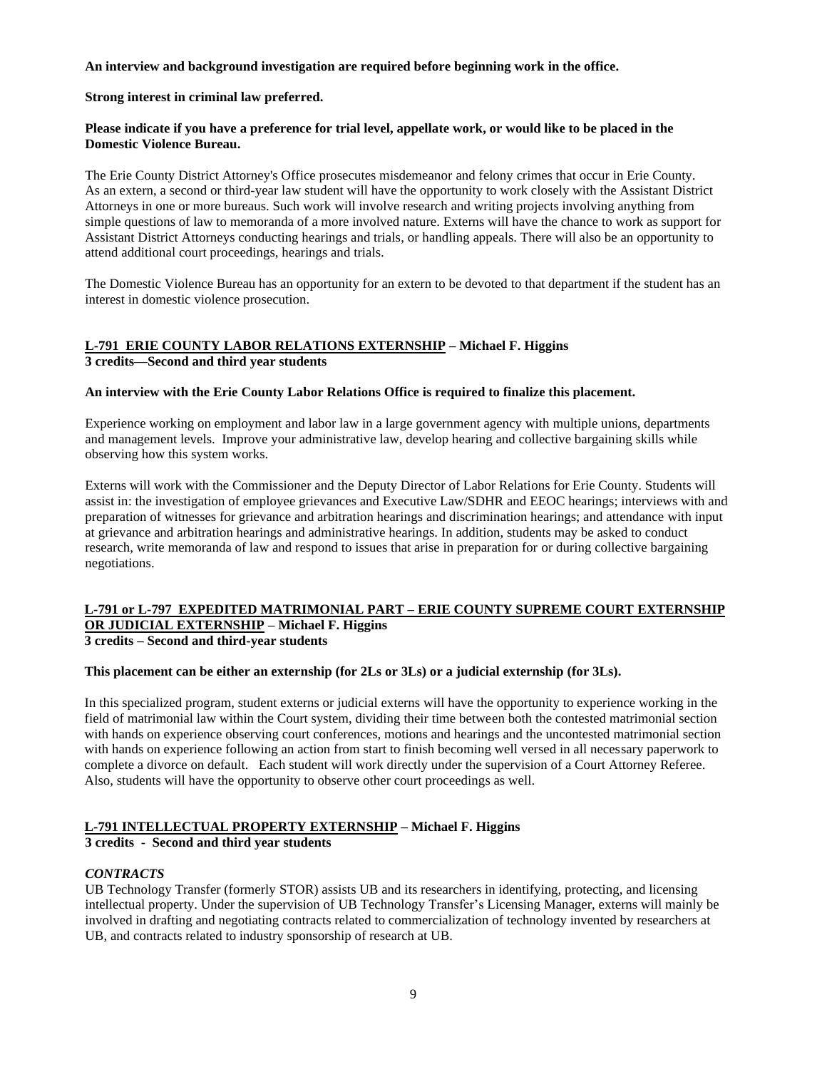**An interview and background investigation are required before beginning work in the office.**

**Strong interest in criminal law preferred.**

**Please indicate if you have a preference for trial level, appellate work, or would like to be placed in the Domestic Violence Bureau.**

The Erie County District Attorney's Office prosecutes misdemeanor and felony crimes that occur in Erie County. As an extern, a second or third-year law student will have the opportunity to work closely with the Assistant District Attorneys in one or more bureaus. Such work will involve research and writing projects involving anything from simple questions of law to memoranda of a more involved nature. Externs will have the chance to work as support for Assistant District Attorneys conducting hearings and trials, or handling appeals. There will also be an opportunity to attend additional court proceedings, hearings and trials.

The Domestic Violence Bureau has an opportunity for an extern to be devoted to that department if the student has an interest in domestic violence prosecution.

## L-791 ERIE COUNTY LABOR RELATIONS EXTERNSHIP – Michael F. Higgins

**3 credits—Second and third year students**

**An interview with the Erie County Labor Relations Office is required to finalize this placement.**

Experience working on employment and labor law in a large government agency with multiple unions, departments and management levels. Improve your administrative law, develop hearing and collective bargaining skills while observing how this system works.

Externs will work with the Commissioner and the Deputy Director of Labor Relations for Erie County. Students will assist in: the investigation of employee grievances and Executive Law/SDHR and EEOC hearings; interviews with and preparation of witnesses for grievance and arbitration hearings and discrimination hearings; and attendance with input at grievance and arbitration hearings and administrative hearings. In addition, students may be asked to conduct research, write memoranda of law and respond to issues that arise in preparation for or during collective bargaining negotiations.

## L-791 or L-797 EXPEDITED MATRIMONIAL PART – ERIE COUNTY SUPREME COURT EXTERNSHIP OR JUDICIAL EXTERNSHIP – Michael F. Higgins

**3 credits – Second and third-year students**

**This placement can be either an externship (for 2Ls or 3Ls) or a judicial externship (for 3Ls).**

In this specialized program, student externs or judicial externs will have the opportunity to experience working in the field of matrimonial law within the Court system, dividing their time between both the contested matrimonial section with hands on experience observing court conferences, motions and hearings and the uncontested matrimonial section with hands on experience following an action from start to finish becoming well versed in all necessary paperwork to complete a divorce on default. Each student will work directly under the supervision of a Court Attorney Referee. Also, students will have the opportunity to observe other court proceedings as well.

## L-791 INTELLECTUAL PROPERTY EXTERNSHIP – Michael F. Higgins

**3 credits - Second and third year students**

***CONTRACTS***

UB Technology Transfer (formerly STOR) assists UB and its researchers in identifying, protecting, and licensing intellectual property. Under the supervision of UB Technology Transfer's Licensing Manager, externs will mainly be involved in drafting and negotiating contracts related to commercialization of technology invented by researchers at UB, and contracts related to industry sponsorship of research at UB.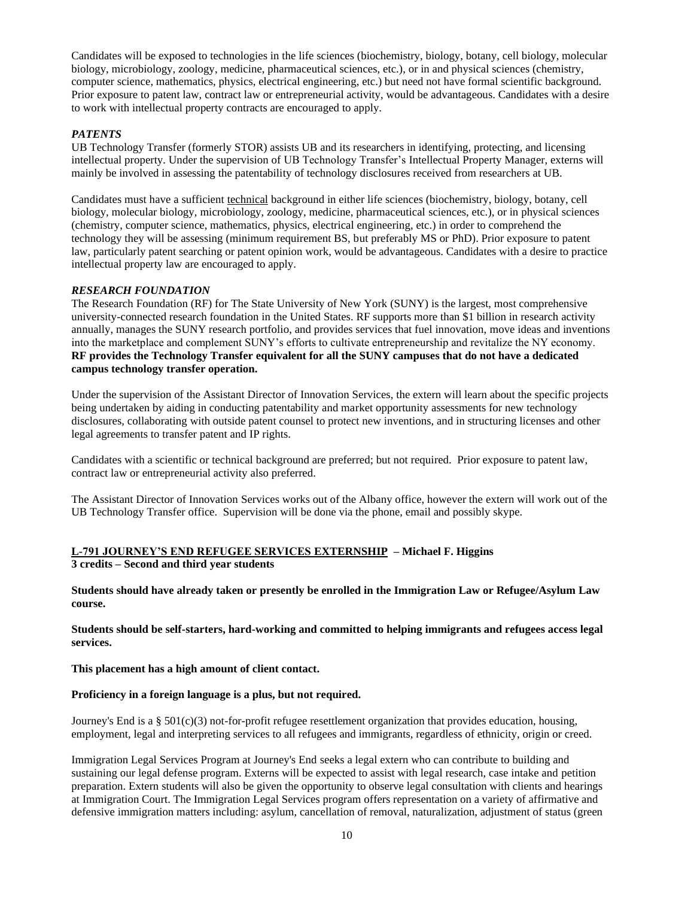Candidates will be exposed to technologies in the life sciences (biochemistry, biology, botany, cell biology, molecular biology, microbiology, zoology, medicine, pharmaceutical sciences, etc.), or in and physical sciences (chemistry, computer science, mathematics, physics, electrical engineering, etc.) but need not have formal scientific background. Prior exposure to patent law, contract law or entrepreneurial activity, would be advantageous. Candidates with a desire to work with intellectual property contracts are encouraged to apply.

***PATENTS***

UB Technology Transfer (formerly STOR) assists UB and its researchers in identifying, protecting, and licensing intellectual property. Under the supervision of UB Technology Transfer's Intellectual Property Manager, externs will mainly be involved in assessing the patentability of technology disclosures received from researchers at UB.

Candidates must have a sufficient <u>technical</u> background in either life sciences (biochemistry, biology, botany, cell biology, molecular biology, microbiology, zoology, medicine, pharmaceutical sciences, etc.), or in physical sciences (chemistry, computer science, mathematics, physics, electrical engineering, etc.) in order to comprehend the technology they will be assessing (minimum requirement BS, but preferably MS or PhD). Prior exposure to patent law, particularly patent searching or patent opinion work, would be advantageous. Candidates with a desire to practice intellectual property law are encouraged to apply.

***RESEARCH FOUNDATION***

The Research Foundation (RF) for The State University of New York (SUNY) is the largest, most comprehensive university-connected research foundation in the United States. RF supports more than $1 billion in research activity annually, manages the SUNY research portfolio, and provides services that fuel innovation, move ideas and inventions into the marketplace and complement SUNY's efforts to cultivate entrepreneurship and revitalize the NY economy. **RF provides the Technology Transfer equivalent for all the SUNY campuses that do not have a dedicated campus technology transfer operation.**

Under the supervision of the Assistant Director of Innovation Services, the extern will learn about the specific projects being undertaken by aiding in conducting patentability and market opportunity assessments for new technology disclosures, collaborating with outside patent counsel to protect new inventions, and in structuring licenses and other legal agreements to transfer patent and IP rights.

Candidates with a scientific or technical background are preferred; but not required. Prior exposure to patent law, contract law or entrepreneurial activity also preferred.

The Assistant Director of Innovation Services works out of the Albany office, however the extern will work out of the UB Technology Transfer office. Supervision will be done via the phone, email and possibly skype.

**<u>L-791 JOURNEY'S END REFUGEE SERVICES EXTERNSHIP</u> – Michael F. Higgins**
**3 credits – Second and third year students**

**Students should have already taken or presently be enrolled in the Immigration Law or Refugee/Asylum Law course.**

**Students should be self-starters, hard-working and committed to helping immigrants and refugees access legal services.**

**This placement has a high amount of client contact.**

**Proficiency in a foreign language is a plus, but not required.**

Journey's End is a § 501(c)(3) not-for-profit refugee resettlement organization that provides education, housing, employment, legal and interpreting services to all refugees and immigrants, regardless of ethnicity, origin or creed.

Immigration Legal Services Program at Journey's End seeks a legal extern who can contribute to building and sustaining our legal defense program. Externs will be expected to assist with legal research, case intake and petition preparation. Extern students will also be given the opportunity to observe legal consultation with clients and hearings at Immigration Court. The Immigration Legal Services program offers representation on a variety of affirmative and defensive immigration matters including: asylum, cancellation of removal, naturalization, adjustment of status (green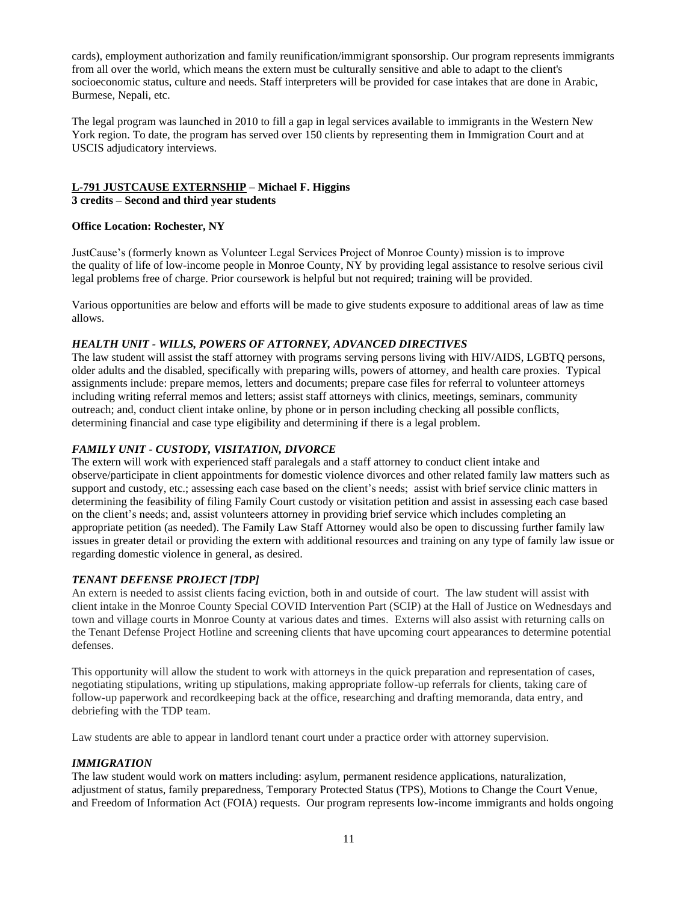cards), employment authorization and family reunification/immigrant sponsorship. Our program represents immigrants from all over the world, which means the extern must be culturally sensitive and able to adapt to the client's socioeconomic status, culture and needs. Staff interpreters will be provided for case intakes that are done in Arabic, Burmese, Nepali, etc.

The legal program was launched in 2010 to fill a gap in legal services available to immigrants in the Western New York region. To date, the program has served over 150 clients by representing them in Immigration Court and at USCIS adjudicatory interviews.

## <u>L-791 JUSTCAUSE EXTERNSHIP</u> – Michael F. Higgins

**3 credits – Second and third year students**

**Office Location: Rochester, NY**

JustCause's (formerly known as Volunteer Legal Services Project of Monroe County) mission is to improve the quality of life of low-income people in Monroe County, NY by providing legal assistance to resolve serious civil legal problems free of charge. Prior coursework is helpful but not required; training will be provided.

Various opportunities are below and efforts will be made to give students exposure to additional areas of law as time allows.

### *HEALTH UNIT - WILLS, POWERS OF ATTORNEY, ADVANCED DIRECTIVES*

The law student will assist the staff attorney with programs serving persons living with HIV/AIDS, LGBTQ persons, older adults and the disabled, specifically with preparing wills, powers of attorney, and health care proxies. Typical assignments include: prepare memos, letters and documents; prepare case files for referral to volunteer attorneys including writing referral memos and letters; assist staff attorneys with clinics, meetings, seminars, community outreach; and, conduct client intake online, by phone or in person including checking all possible conflicts, determining financial and case type eligibility and determining if there is a legal problem.

### *FAMILY UNIT - CUSTODY, VISITATION, DIVORCE*

The extern will work with experienced staff paralegals and a staff attorney to conduct client intake and observe/participate in client appointments for domestic violence divorces and other related family law matters such as support and custody, etc.; assessing each case based on the client's needs; assist with brief service clinic matters in determining the feasibility of filing Family Court custody or visitation petition and assist in assessing each case based on the client's needs; and, assist volunteers attorney in providing brief service which includes completing an appropriate petition (as needed). The Family Law Staff Attorney would also be open to discussing further family law issues in greater detail or providing the extern with additional resources and training on any type of family law issue or regarding domestic violence in general, as desired.

### *TENANT DEFENSE PROJECT [TDP]*

An extern is needed to assist clients facing eviction, both in and outside of court. The law student will assist with client intake in the Monroe County Special COVID Intervention Part (SCIP) at the Hall of Justice on Wednesdays and town and village courts in Monroe County at various dates and times. Externs will also assist with returning calls on the Tenant Defense Project Hotline and screening clients that have upcoming court appearances to determine potential defenses.

This opportunity will allow the student to work with attorneys in the quick preparation and representation of cases, negotiating stipulations, writing up stipulations, making appropriate follow-up referrals for clients, taking care of follow-up paperwork and recordkeeping back at the office, researching and drafting memoranda, data entry, and debriefing with the TDP team.

Law students are able to appear in landlord tenant court under a practice order with attorney supervision.

### *IMMIGRATION*

The law student would work on matters including: asylum, permanent residence applications, naturalization, adjustment of status, family preparedness, Temporary Protected Status (TPS), Motions to Change the Court Venue, and Freedom of Information Act (FOIA) requests. Our program represents low-income immigrants and holds ongoing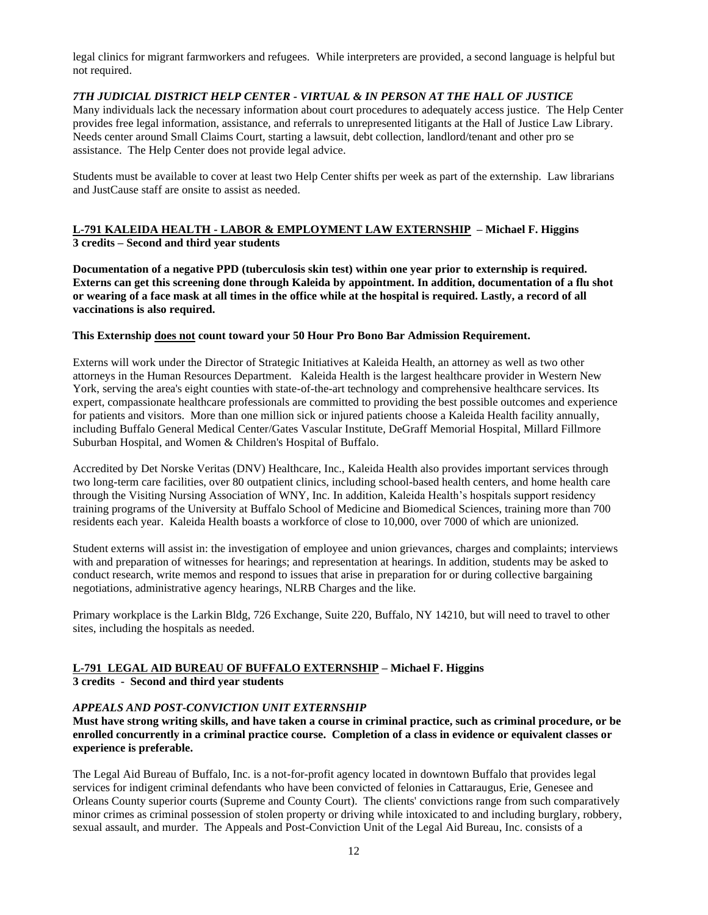legal clinics for migrant farmworkers and refugees. While interpreters are provided, a second language is helpful but not required.

***7TH JUDICIAL DISTRICT HELP CENTER - VIRTUAL & IN PERSON AT THE HALL OF JUSTICE***

Many individuals lack the necessary information about court procedures to adequately access justice. The Help Center provides free legal information, assistance, and referrals to unrepresented litigants at the Hall of Justice Law Library. Needs center around Small Claims Court, starting a lawsuit, debt collection, landlord/tenant and other pro se assistance. The Help Center does not provide legal advice.

Students must be available to cover at least two Help Center shifts per week as part of the externship. Law librarians and JustCause staff are onsite to assist as needed.

## <u>L-791 KALEIDA HEALTH - LABOR & EMPLOYMENT LAW EXTERNSHIP</u> – Michael F. Higgins

**3 credits – Second and third year students**

**Documentation of a negative PPD (tuberculosis skin test) within one year prior to externship is required. Externs can get this screening done through Kaleida by appointment. In addition, documentation of a flu shot or wearing of a face mask at all times in the office while at the hospital is required. Lastly, a record of all vaccinations is also required.**

**This Externship <u>does not</u> count toward your 50 Hour Pro Bono Bar Admission Requirement.**

Externs will work under the Director of Strategic Initiatives at Kaleida Health, an attorney as well as two other attorneys in the Human Resources Department. Kaleida Health is the largest healthcare provider in Western New York, serving the area's eight counties with state-of-the-art technology and comprehensive healthcare services. Its expert, compassionate healthcare professionals are committed to providing the best possible outcomes and experience for patients and visitors. More than one million sick or injured patients choose a Kaleida Health facility annually, including Buffalo General Medical Center/Gates Vascular Institute, DeGraff Memorial Hospital, Millard Fillmore Suburban Hospital, and Women & Children's Hospital of Buffalo.

Accredited by Det Norske Veritas (DNV) Healthcare, Inc., Kaleida Health also provides important services through two long-term care facilities, over 80 outpatient clinics, including school-based health centers, and home health care through the Visiting Nursing Association of WNY, Inc. In addition, Kaleida Health's hospitals support residency training programs of the University at Buffalo School of Medicine and Biomedical Sciences, training more than 700 residents each year. Kaleida Health boasts a workforce of close to 10,000, over 7000 of which are unionized.

Student externs will assist in: the investigation of employee and union grievances, charges and complaints; interviews with and preparation of witnesses for hearings; and representation at hearings. In addition, students may be asked to conduct research, write memos and respond to issues that arise in preparation for or during collective bargaining negotiations, administrative agency hearings, NLRB Charges and the like.

Primary workplace is the Larkin Bldg, 726 Exchange, Suite 220, Buffalo, NY 14210, but will need to travel to other sites, including the hospitals as needed.

## <u>L-791 LEGAL AID BUREAU OF BUFFALO EXTERNSHIP</u> – Michael F. Higgins

**3 credits - Second and third year students**

***APPEALS AND POST-CONVICTION UNIT EXTERNSHIP***

**Must have strong writing skills, and have taken a course in criminal practice, such as criminal procedure, or be enrolled concurrently in a criminal practice course. Completion of a class in evidence or equivalent classes or experience is preferable.**

The Legal Aid Bureau of Buffalo, Inc. is a not-for-profit agency located in downtown Buffalo that provides legal services for indigent criminal defendants who have been convicted of felonies in Cattaraugus, Erie, Genesee and Orleans County superior courts (Supreme and County Court). The clients' convictions range from such comparatively minor crimes as criminal possession of stolen property or driving while intoxicated to and including burglary, robbery, sexual assault, and murder. The Appeals and Post-Conviction Unit of the Legal Aid Bureau, Inc. consists of a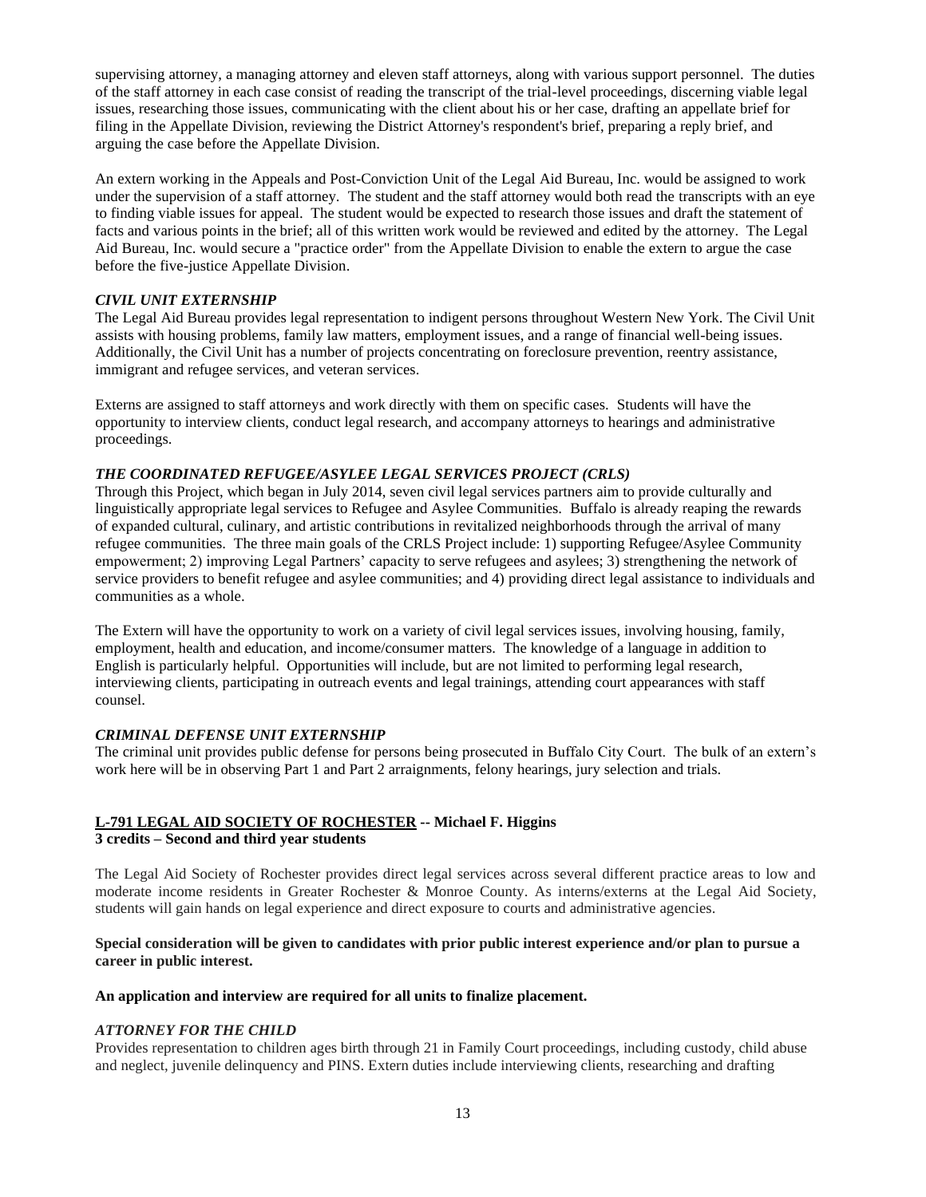supervising attorney, a managing attorney and eleven staff attorneys, along with various support personnel. The duties of the staff attorney in each case consist of reading the transcript of the trial-level proceedings, discerning viable legal issues, researching those issues, communicating with the client about his or her case, drafting an appellate brief for filing in the Appellate Division, reviewing the District Attorney's respondent's brief, preparing a reply brief, and arguing the case before the Appellate Division.

An extern working in the Appeals and Post-Conviction Unit of the Legal Aid Bureau, Inc. would be assigned to work under the supervision of a staff attorney. The student and the staff attorney would both read the transcripts with an eye to finding viable issues for appeal. The student would be expected to research those issues and draft the statement of facts and various points in the brief; all of this written work would be reviewed and edited by the attorney. The Legal Aid Bureau, Inc. would secure a "practice order" from the Appellate Division to enable the extern to argue the case before the five-justice Appellate Division.

### *CIVIL UNIT EXTERNSHIP*

The Legal Aid Bureau provides legal representation to indigent persons throughout Western New York. The Civil Unit assists with housing problems, family law matters, employment issues, and a range of financial well-being issues. Additionally, the Civil Unit has a number of projects concentrating on foreclosure prevention, reentry assistance, immigrant and refugee services, and veteran services.

Externs are assigned to staff attorneys and work directly with them on specific cases. Students will have the opportunity to interview clients, conduct legal research, and accompany attorneys to hearings and administrative proceedings.

### *THE COORDINATED REFUGEE/ASYLEE LEGAL SERVICES PROJECT (CRLS)*

Through this Project, which began in July 2014, seven civil legal services partners aim to provide culturally and linguistically appropriate legal services to Refugee and Asylee Communities. Buffalo is already reaping the rewards of expanded cultural, culinary, and artistic contributions in revitalized neighborhoods through the arrival of many refugee communities. The three main goals of the CRLS Project include: 1) supporting Refugee/Asylee Community empowerment; 2) improving Legal Partners' capacity to serve refugees and asylees; 3) strengthening the network of service providers to benefit refugee and asylee communities; and 4) providing direct legal assistance to individuals and communities as a whole.

The Extern will have the opportunity to work on a variety of civil legal services issues, involving housing, family, employment, health and education, and income/consumer matters. The knowledge of a language in addition to English is particularly helpful. Opportunities will include, but are not limited to performing legal research, interviewing clients, participating in outreach events and legal trainings, attending court appearances with staff counsel.

### *CRIMINAL DEFENSE UNIT EXTERNSHIP*

The criminal unit provides public defense for persons being prosecuted in Buffalo City Court. The bulk of an extern's work here will be in observing Part 1 and Part 2 arraignments, felony hearings, jury selection and trials.

## L-791 LEGAL AID SOCIETY OF ROCHESTER -- Michael F. Higgins

**3 credits – Second and third year students**

The Legal Aid Society of Rochester provides direct legal services across several different practice areas to low and moderate income residents in Greater Rochester & Monroe County. As interns/externs at the Legal Aid Society, students will gain hands on legal experience and direct exposure to courts and administrative agencies.

**Special consideration will be given to candidates with prior public interest experience and/or plan to pursue a career in public interest.**

**An application and interview are required for all units to finalize placement.**

### *ATTORNEY FOR THE CHILD*

Provides representation to children ages birth through 21 in Family Court proceedings, including custody, child abuse and neglect, juvenile delinquency and PINS. Extern duties include interviewing clients, researching and drafting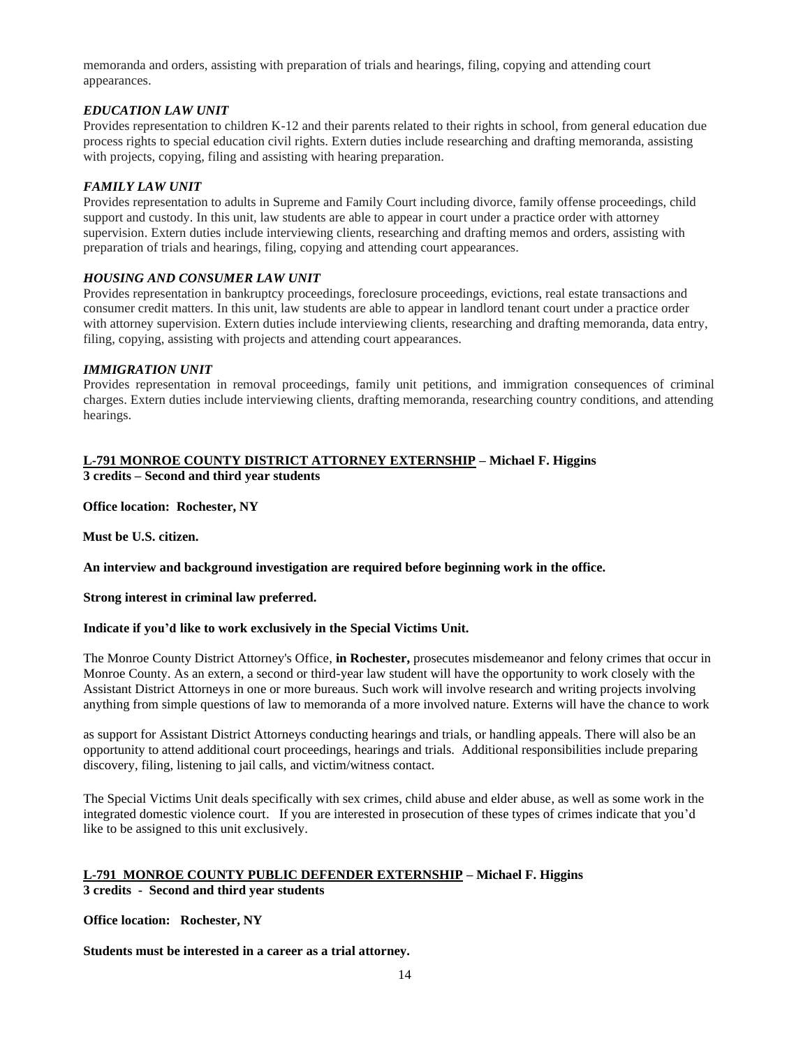memoranda and orders, assisting with preparation of trials and hearings, filing, copying and attending court appearances.

***EDUCATION LAW UNIT***

Provides representation to children K-12 and their parents related to their rights in school, from general education due process rights to special education civil rights. Extern duties include researching and drafting memoranda, assisting with projects, copying, filing and assisting with hearing preparation.

***FAMILY LAW UNIT***

Provides representation to adults in Supreme and Family Court including divorce, family offense proceedings, child support and custody. In this unit, law students are able to appear in court under a practice order with attorney supervision. Extern duties include interviewing clients, researching and drafting memos and orders, assisting with preparation of trials and hearings, filing, copying and attending court appearances.

***HOUSING AND CONSUMER LAW UNIT***

Provides representation in bankruptcy proceedings, foreclosure proceedings, evictions, real estate transactions and consumer credit matters. In this unit, law students are able to appear in landlord tenant court under a practice order with attorney supervision. Extern duties include interviewing clients, researching and drafting memoranda, data entry, filing, copying, assisting with projects and attending court appearances.

***IMMIGRATION UNIT***

Provides representation in removal proceedings, family unit petitions, and immigration consequences of criminal charges. Extern duties include interviewing clients, drafting memoranda, researching country conditions, and attending hearings.

**L-791 MONROE COUNTY DISTRICT ATTORNEY EXTERNSHIP – Michael F. Higgins**
**3 credits – Second and third year students**

**Office location: Rochester, NY**

**Must be U.S. citizen.**

**An interview and background investigation are required before beginning work in the office.**

**Strong interest in criminal law preferred.**

**Indicate if you'd like to work exclusively in the Special Victims Unit.**

The Monroe County District Attorney's Office, **in Rochester,** prosecutes misdemeanor and felony crimes that occur in Monroe County. As an extern, a second or third-year law student will have the opportunity to work closely with the Assistant District Attorneys in one or more bureaus. Such work will involve research and writing projects involving anything from simple questions of law to memoranda of a more involved nature. Externs will have the chance to work as support for Assistant District Attorneys conducting hearings and trials, or handling appeals. There will also be an opportunity to attend additional court proceedings, hearings and trials. Additional responsibilities include preparing discovery, filing, listening to jail calls, and victim/witness contact.

The Special Victims Unit deals specifically with sex crimes, child abuse and elder abuse, as well as some work in the integrated domestic violence court. If you are interested in prosecution of these types of crimes indicate that you'd like to be assigned to this unit exclusively.

**L-791 MONROE COUNTY PUBLIC DEFENDER EXTERNSHIP – Michael F. Higgins**
**3 credits - Second and third year students**

**Office location: Rochester, NY**

**Students must be interested in a career as a trial attorney.**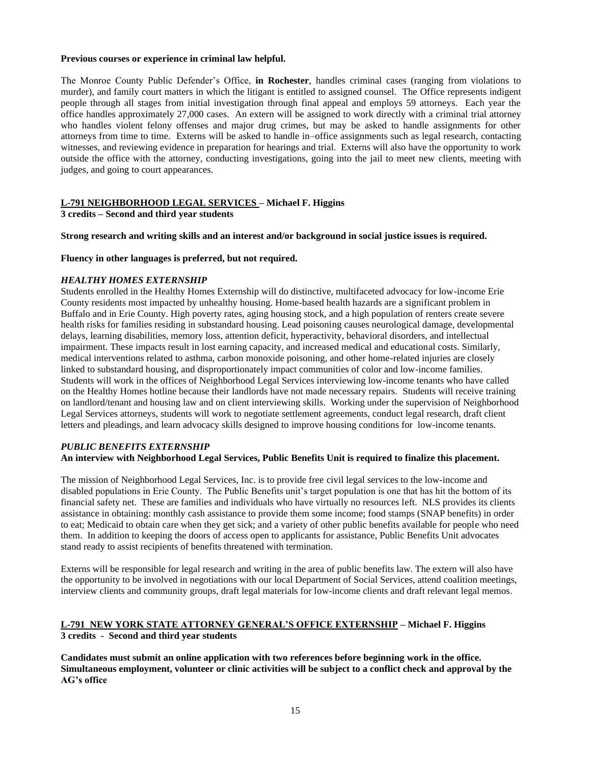**Previous courses or experience in criminal law helpful.**

The Monroe County Public Defender's Office, **in Rochester**, handles criminal cases (ranging from violations to murder), and family court matters in which the litigant is entitled to assigned counsel. The Office represents indigent people through all stages from initial investigation through final appeal and employs 59 attorneys. Each year the office handles approximately 27,000 cases. An extern will be assigned to work directly with a criminal trial attorney who handles violent felony offenses and major drug crimes, but may be asked to handle assignments for other attorneys from time to time. Externs will be asked to handle in–office assignments such as legal research, contacting witnesses, and reviewing evidence in preparation for hearings and trial. Externs will also have the opportunity to work outside the office with the attorney, conducting investigations, going into the jail to meet new clients, meeting with judges, and going to court appearances.

## L-791 NEIGHBORHOOD LEGAL SERVICES – Michael F. Higgins

**3 credits – Second and third year students**

**Strong research and writing skills and an interest and/or background in social justice issues is required.**

**Fluency in other languages is preferred, but not required.**

### *HEALTHY HOMES EXTERNSHIP*

Students enrolled in the Healthy Homes Externship will do distinctive, multifaceted advocacy for low-income Erie County residents most impacted by unhealthy housing. Home-based health hazards are a significant problem in Buffalo and in Erie County. High poverty rates, aging housing stock, and a high population of renters create severe health risks for families residing in substandard housing. Lead poisoning causes neurological damage, developmental delays, learning disabilities, memory loss, attention deficit, hyperactivity, behavioral disorders, and intellectual impairment. These impacts result in lost earning capacity, and increased medical and educational costs. Similarly, medical interventions related to asthma, carbon monoxide poisoning, and other home-related injuries are closely linked to substandard housing, and disproportionately impact communities of color and low-income families. Students will work in the offices of Neighborhood Legal Services interviewing low-income tenants who have called on the Healthy Homes hotline because their landlords have not made necessary repairs. Students will receive training on landlord/tenant and housing law and on client interviewing skills. Working under the supervision of Neighborhood Legal Services attorneys, students will work to negotiate settlement agreements, conduct legal research, draft client letters and pleadings, and learn advocacy skills designed to improve housing conditions for low-income tenants.

### *PUBLIC BENEFITS EXTERNSHIP*

**An interview with Neighborhood Legal Services, Public Benefits Unit is required to finalize this placement.**

The mission of Neighborhood Legal Services, Inc. is to provide free civil legal services to the low-income and disabled populations in Erie County. The Public Benefits unit's target population is one that has hit the bottom of its financial safety net. These are families and individuals who have virtually no resources left. NLS provides its clients assistance in obtaining: monthly cash assistance to provide them some income; food stamps (SNAP benefits) in order to eat; Medicaid to obtain care when they get sick; and a variety of other public benefits available for people who need them. In addition to keeping the doors of access open to applicants for assistance, Public Benefits Unit advocates stand ready to assist recipients of benefits threatened with termination.

Externs will be responsible for legal research and writing in the area of public benefits law. The extern will also have the opportunity to be involved in negotiations with our local Department of Social Services, attend coalition meetings, interview clients and community groups, draft legal materials for low-income clients and draft relevant legal memos.

## L-791 NEW YORK STATE ATTORNEY GENERAL'S OFFICE EXTERNSHIP – Michael F. Higgins

**3 credits - Second and third year students**

**Candidates must submit an online application with two references before beginning work in the office. Simultaneous employment, volunteer or clinic activities will be subject to a conflict check and approval by the AG's office**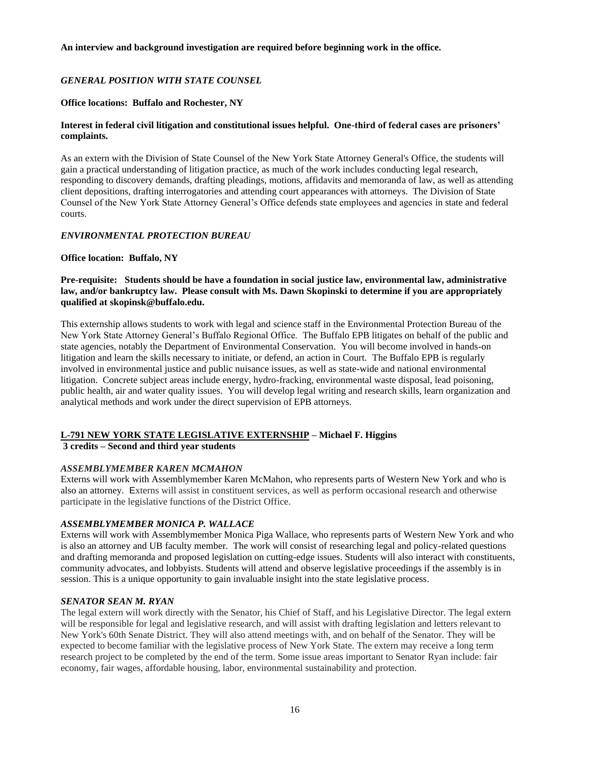**An interview and background investigation are required before beginning work in the office.**

### *GENERAL POSITION WITH STATE COUNSEL*

**Office locations: Buffalo and Rochester, NY**

**Interest in federal civil litigation and constitutional issues helpful. One-third of federal cases are prisoners' complaints.**

As an extern with the Division of State Counsel of the New York State Attorney General's Office, the students will gain a practical understanding of litigation practice, as much of the work includes conducting legal research, responding to discovery demands, drafting pleadings, motions, affidavits and memoranda of law, as well as attending client depositions, drafting interrogatories and attending court appearances with attorneys. The Division of State Counsel of the New York State Attorney General's Office defends state employees and agencies in state and federal courts.

### *ENVIRONMENTAL PROTECTION BUREAU*

**Office location: Buffalo, NY**

**Pre-requisite: Students should be have a foundation in social justice law, environmental law, administrative law, and/or bankruptcy law. Please consult with Ms. Dawn Skopinski to determine if you are appropriately qualified at skopinsk@buffalo.edu.**

This externship allows students to work with legal and science staff in the Environmental Protection Bureau of the New York State Attorney General's Buffalo Regional Office. The Buffalo EPB litigates on behalf of the public and state agencies, notably the Department of Environmental Conservation. You will become involved in hands-on litigation and learn the skills necessary to initiate, or defend, an action in Court. The Buffalo EPB is regularly involved in environmental justice and public nuisance issues, as well as state-wide and national environmental litigation. Concrete subject areas include energy, hydro-fracking, environmental waste disposal, lead poisoning, public health, air and water quality issues. You will develop legal writing and research skills, learn organization and analytical methods and work under the direct supervision of EPB attorneys.

## L-791 NEW YORK STATE LEGISLATIVE EXTERNSHIP – Michael F. Higgins

**3 credits – Second and third year students**

### *ASSEMBLYMEMBER KAREN MCMAHON*

Externs will work with Assemblymember Karen McMahon, who represents parts of Western New York and who is also an attorney. Externs will assist in constituent services, as well as perform occasional research and otherwise participate in the legislative functions of the District Office.

### *ASSEMBLYMEMBER MONICA P. WALLACE*

Externs will work with Assemblymember Monica Piga Wallace, who represents parts of Western New York and who is also an attorney and UB faculty member. The work will consist of researching legal and policy-related questions and drafting memoranda and proposed legislation on cutting-edge issues. Students will also interact with constituents, community advocates, and lobbyists. Students will attend and observe legislative proceedings if the assembly is in session. This is a unique opportunity to gain invaluable insight into the state legislative process.

### *SENATOR SEAN M. RYAN*

The legal extern will work directly with the Senator, his Chief of Staff, and his Legislative Director. The legal extern will be responsible for legal and legislative research, and will assist with drafting legislation and letters relevant to New York's 60th Senate District. They will also attend meetings with, and on behalf of the Senator. They will be expected to become familiar with the legislative process of New York State. The extern may receive a long term research project to be completed by the end of the term. Some issue areas important to Senator Ryan include: fair economy, fair wages, affordable housing, labor, environmental sustainability and protection.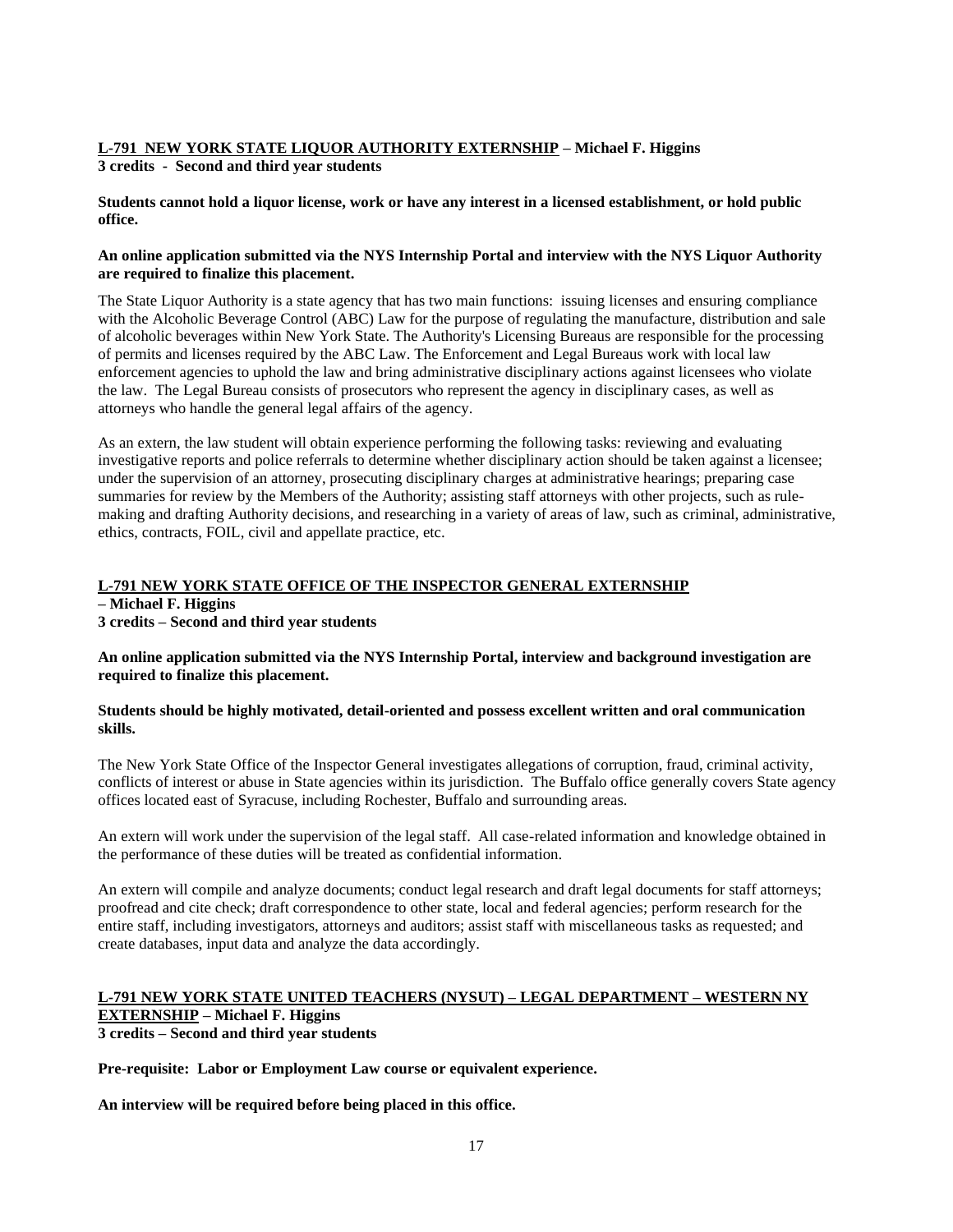**<u>L-791 NEW YORK STATE LIQUOR AUTHORITY EXTERNSHIP</u> – Michael F. Higgins**
**3 credits - Second and third year students**

**Students cannot hold a liquor license, work or have any interest in a licensed establishment, or hold public office.**

**An online application submitted via the NYS Internship Portal and interview with the NYS Liquor Authority are required to finalize this placement.**

The State Liquor Authority is a state agency that has two main functions: issuing licenses and ensuring compliance with the Alcoholic Beverage Control (ABC) Law for the purpose of regulating the manufacture, distribution and sale of alcoholic beverages within New York State. The Authority's Licensing Bureaus are responsible for the processing of permits and licenses required by the ABC Law. The Enforcement and Legal Bureaus work with local law enforcement agencies to uphold the law and bring administrative disciplinary actions against licensees who violate the law. The Legal Bureau consists of prosecutors who represent the agency in disciplinary cases, as well as attorneys who handle the general legal affairs of the agency.

As an extern, the law student will obtain experience performing the following tasks: reviewing and evaluating investigative reports and police referrals to determine whether disciplinary action should be taken against a licensee; under the supervision of an attorney, prosecuting disciplinary charges at administrative hearings; preparing case summaries for review by the Members of the Authority; assisting staff attorneys with other projects, such as rule-making and drafting Authority decisions, and researching in a variety of areas of law, such as criminal, administrative, ethics, contracts, FOIL, civil and appellate practice, etc.

**<u>L-791 NEW YORK STATE OFFICE OF THE INSPECTOR GENERAL EXTERNSHIP</u>**
**– Michael F. Higgins**
**3 credits – Second and third year students**

**An online application submitted via the NYS Internship Portal, interview and background investigation are required to finalize this placement.**

**Students should be highly motivated, detail-oriented and possess excellent written and oral communication skills.**

The New York State Office of the Inspector General investigates allegations of corruption, fraud, criminal activity, conflicts of interest or abuse in State agencies within its jurisdiction. The Buffalo office generally covers State agency offices located east of Syracuse, including Rochester, Buffalo and surrounding areas.

An extern will work under the supervision of the legal staff. All case-related information and knowledge obtained in the performance of these duties will be treated as confidential information.

An extern will compile and analyze documents; conduct legal research and draft legal documents for staff attorneys; proofread and cite check; draft correspondence to other state, local and federal agencies; perform research for the entire staff, including investigators, attorneys and auditors; assist staff with miscellaneous tasks as requested; and create databases, input data and analyze the data accordingly.

**<u>L-791 NEW YORK STATE UNITED TEACHERS (NYSUT) – LEGAL DEPARTMENT – WESTERN NY EXTERNSHIP</u> – Michael F. Higgins**
**3 credits – Second and third year students**

**Pre-requisite: Labor or Employment Law course or equivalent experience.**

**An interview will be required before being placed in this office.**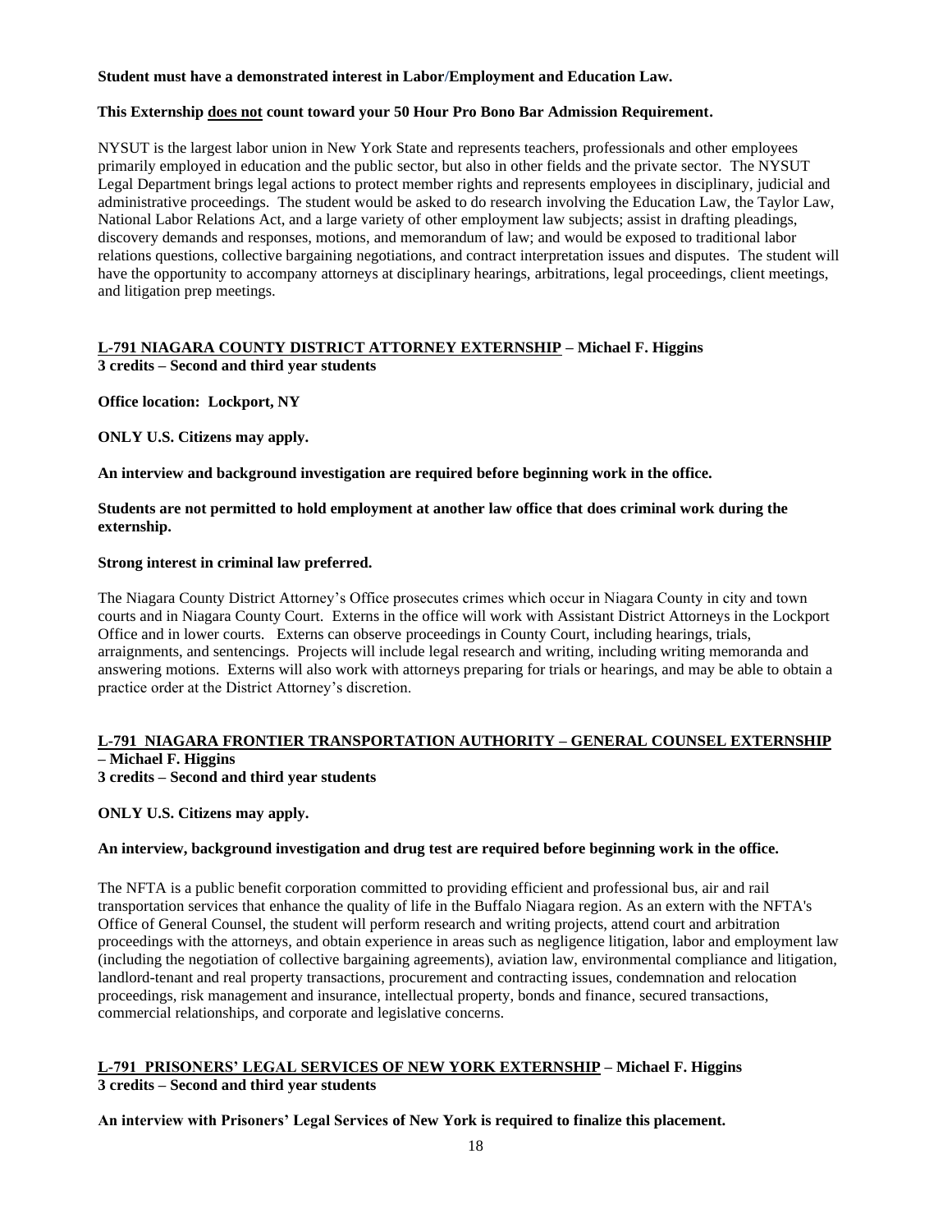**Student must have a demonstrated interest in Labor/Employment and Education Law.**

**This Externship <u>does not</u> count toward your 50 Hour Pro Bono Bar Admission Requirement.**

NYSUT is the largest labor union in New York State and represents teachers, professionals and other employees primarily employed in education and the public sector, but also in other fields and the private sector. The NYSUT Legal Department brings legal actions to protect member rights and represents employees in disciplinary, judicial and administrative proceedings. The student would be asked to do research involving the Education Law, the Taylor Law, National Labor Relations Act, and a large variety of other employment law subjects; assist in drafting pleadings, discovery demands and responses, motions, and memorandum of law; and would be exposed to traditional labor relations questions, collective bargaining negotiations, and contract interpretation issues and disputes. The student will have the opportunity to accompany attorneys at disciplinary hearings, arbitrations, legal proceedings, client meetings, and litigation prep meetings.

## <u>L-791 NIAGARA COUNTY DISTRICT ATTORNEY EXTERNSHIP</u> – Michael F. Higgins

**3 credits – Second and third year students**

**Office location: Lockport, NY**

**ONLY U.S. Citizens may apply.**

**An interview and background investigation are required before beginning work in the office.**

**Students are not permitted to hold employment at another law office that does criminal work during the externship.**

**Strong interest in criminal law preferred.**

The Niagara County District Attorney's Office prosecutes crimes which occur in Niagara County in city and town courts and in Niagara County Court. Externs in the office will work with Assistant District Attorneys in the Lockport Office and in lower courts. Externs can observe proceedings in County Court, including hearings, trials, arraignments, and sentencings. Projects will include legal research and writing, including writing memoranda and answering motions. Externs will also work with attorneys preparing for trials or hearings, and may be able to obtain a practice order at the District Attorney's discretion.

## <u>L-791 NIAGARA FRONTIER TRANSPORTATION AUTHORITY – GENERAL COUNSEL EXTERNSHIP</u> – Michael F. Higgins

**3 credits – Second and third year students**

**ONLY U.S. Citizens may apply.**

**An interview, background investigation and drug test are required before beginning work in the office.**

The NFTA is a public benefit corporation committed to providing efficient and professional bus, air and rail transportation services that enhance the quality of life in the Buffalo Niagara region. As an extern with the NFTA's Office of General Counsel, the student will perform research and writing projects, attend court and arbitration proceedings with the attorneys, and obtain experience in areas such as negligence litigation, labor and employment law (including the negotiation of collective bargaining agreements), aviation law, environmental compliance and litigation, landlord-tenant and real property transactions, procurement and contracting issues, condemnation and relocation proceedings, risk management and insurance, intellectual property, bonds and finance, secured transactions, commercial relationships, and corporate and legislative concerns.

## <u>L-791 PRISONERS' LEGAL SERVICES OF NEW YORK EXTERNSHIP</u> – Michael F. Higgins

**3 credits – Second and third year students**

**An interview with Prisoners' Legal Services of New York is required to finalize this placement.**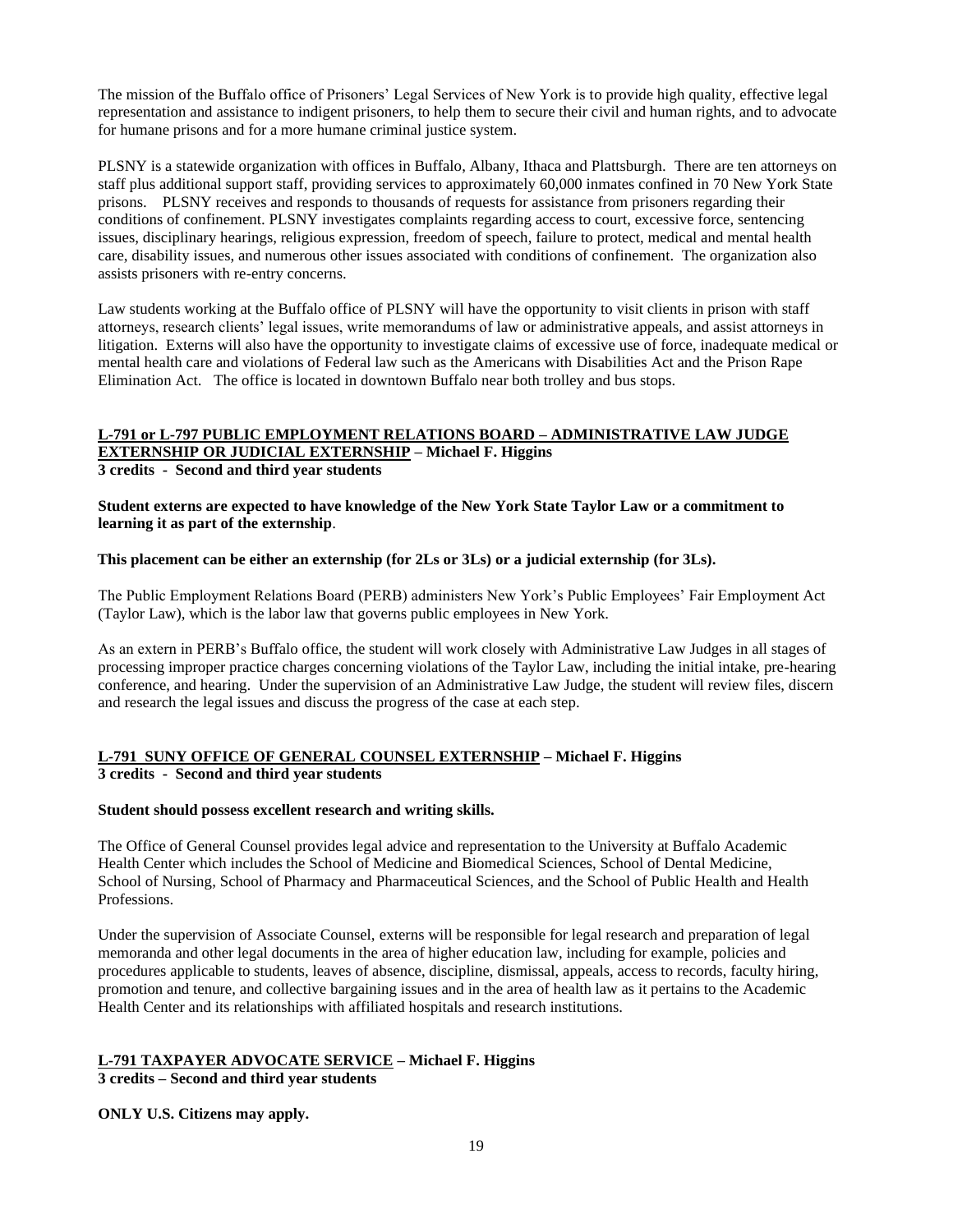The mission of the Buffalo office of Prisoners' Legal Services of New York is to provide high quality, effective legal representation and assistance to indigent prisoners, to help them to secure their civil and human rights, and to advocate for humane prisons and for a more humane criminal justice system.

PLSNY is a statewide organization with offices in Buffalo, Albany, Ithaca and Plattsburgh. There are ten attorneys on staff plus additional support staff, providing services to approximately 60,000 inmates confined in 70 New York State prisons. PLSNY receives and responds to thousands of requests for assistance from prisoners regarding their conditions of confinement. PLSNY investigates complaints regarding access to court, excessive force, sentencing issues, disciplinary hearings, religious expression, freedom of speech, failure to protect, medical and mental health care, disability issues, and numerous other issues associated with conditions of confinement. The organization also assists prisoners with re-entry concerns.

Law students working at the Buffalo office of PLSNY will have the opportunity to visit clients in prison with staff attorneys, research clients' legal issues, write memorandums of law or administrative appeals, and assist attorneys in litigation. Externs will also have the opportunity to investigate claims of excessive use of force, inadequate medical or mental health care and violations of Federal law such as the Americans with Disabilities Act and the Prison Rape Elimination Act. The office is located in downtown Buffalo near both trolley and bus stops.

**L-791 or L-797 PUBLIC EMPLOYMENT RELATIONS BOARD – ADMINISTRATIVE LAW JUDGE EXTERNSHIP OR JUDICIAL EXTERNSHIP – Michael F. Higgins**
**3 credits - Second and third year students**

**Student externs are expected to have knowledge of the New York State Taylor Law or a commitment to learning it as part of the externship**.

**This placement can be either an externship (for 2Ls or 3Ls) or a judicial externship (for 3Ls).**

The Public Employment Relations Board (PERB) administers New York's Public Employees' Fair Employment Act (Taylor Law), which is the labor law that governs public employees in New York.

As an extern in PERB's Buffalo office, the student will work closely with Administrative Law Judges in all stages of processing improper practice charges concerning violations of the Taylor Law, including the initial intake, pre-hearing conference, and hearing. Under the supervision of an Administrative Law Judge, the student will review files, discern and research the legal issues and discuss the progress of the case at each step.

**L-791 SUNY OFFICE OF GENERAL COUNSEL EXTERNSHIP – Michael F. Higgins**
**3 credits - Second and third year students**

**Student should possess excellent research and writing skills.**

The Office of General Counsel provides legal advice and representation to the University at Buffalo Academic Health Center which includes the School of Medicine and Biomedical Sciences, School of Dental Medicine, School of Nursing, School of Pharmacy and Pharmaceutical Sciences, and the School of Public Health and Health Professions.

Under the supervision of Associate Counsel, externs will be responsible for legal research and preparation of legal memoranda and other legal documents in the area of higher education law, including for example, policies and procedures applicable to students, leaves of absence, discipline, dismissal, appeals, access to records, faculty hiring, promotion and tenure, and collective bargaining issues and in the area of health law as it pertains to the Academic Health Center and its relationships with affiliated hospitals and research institutions.

**L-791 TAXPAYER ADVOCATE SERVICE – Michael F. Higgins**
**3 credits – Second and third year students**

**ONLY U.S. Citizens may apply.**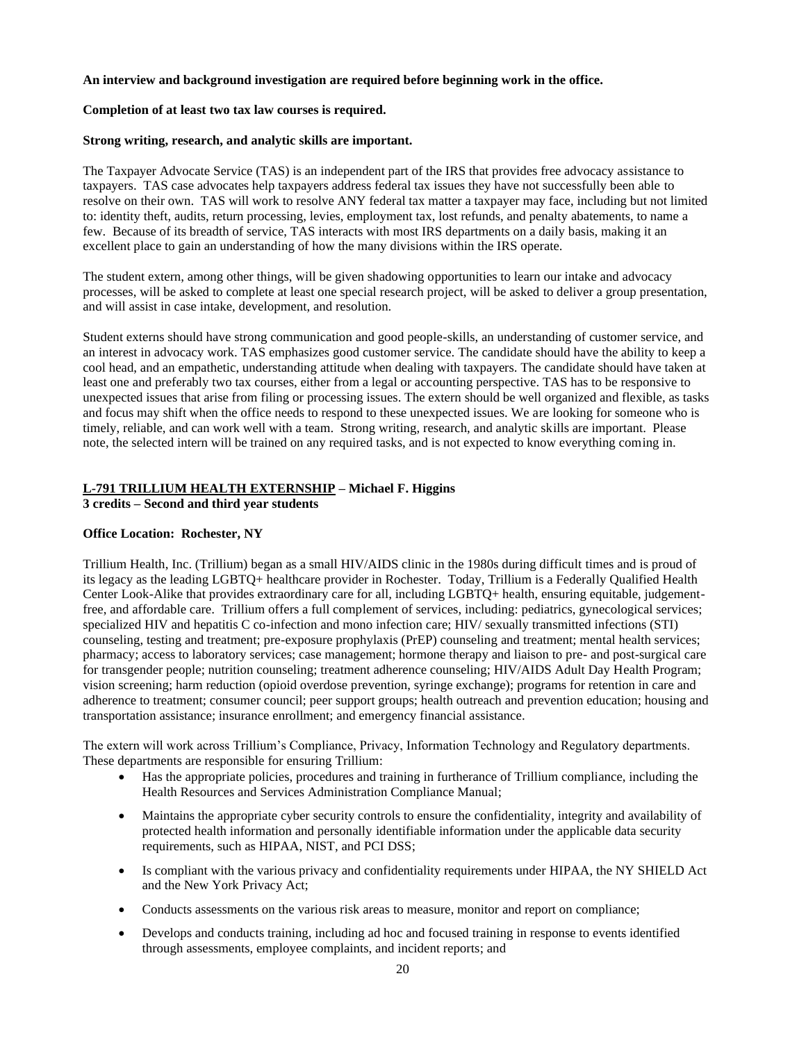**An interview and background investigation are required before beginning work in the office.**

**Completion of at least two tax law courses is required.**

**Strong writing, research, and analytic skills are important.**

The Taxpayer Advocate Service (TAS) is an independent part of the IRS that provides free advocacy assistance to taxpayers. TAS case advocates help taxpayers address federal tax issues they have not successfully been able to resolve on their own. TAS will work to resolve ANY federal tax matter a taxpayer may face, including but not limited to: identity theft, audits, return processing, levies, employment tax, lost refunds, and penalty abatements, to name a few. Because of its breadth of service, TAS interacts with most IRS departments on a daily basis, making it an excellent place to gain an understanding of how the many divisions within the IRS operate.

The student extern, among other things, will be given shadowing opportunities to learn our intake and advocacy processes, will be asked to complete at least one special research project, will be asked to deliver a group presentation, and will assist in case intake, development, and resolution.

Student externs should have strong communication and good people-skills, an understanding of customer service, and an interest in advocacy work. TAS emphasizes good customer service. The candidate should have the ability to keep a cool head, and an empathetic, understanding attitude when dealing with taxpayers. The candidate should have taken at least one and preferably two tax courses, either from a legal or accounting perspective. TAS has to be responsive to unexpected issues that arise from filing or processing issues. The extern should be well organized and flexible, as tasks and focus may shift when the office needs to respond to these unexpected issues. We are looking for someone who is timely, reliable, and can work well with a team. Strong writing, research, and analytic skills are important. Please note, the selected intern will be trained on any required tasks, and is not expected to know everything coming in.

## L-791 TRILLIUM HEALTH EXTERNSHIP – Michael F. Higgins

**3 credits – Second and third year students**

**Office Location: Rochester, NY**

Trillium Health, Inc. (Trillium) began as a small HIV/AIDS clinic in the 1980s during difficult times and is proud of its legacy as the leading LGBTQ+ healthcare provider in Rochester. Today, Trillium is a Federally Qualified Health Center Look-Alike that provides extraordinary care for all, including LGBTQ+ health, ensuring equitable, judgement-free, and affordable care. Trillium offers a full complement of services, including: pediatrics, gynecological services; specialized HIV and hepatitis C co-infection and mono infection care; HIV/ sexually transmitted infections (STI) counseling, testing and treatment; pre-exposure prophylaxis (PrEP) counseling and treatment; mental health services; pharmacy; access to laboratory services; case management; hormone therapy and liaison to pre- and post-surgical care for transgender people; nutrition counseling; treatment adherence counseling; HIV/AIDS Adult Day Health Program; vision screening; harm reduction (opioid overdose prevention, syringe exchange); programs for retention in care and adherence to treatment; consumer council; peer support groups; health outreach and prevention education; housing and transportation assistance; insurance enrollment; and emergency financial assistance.

The extern will work across Trillium's Compliance, Privacy, Information Technology and Regulatory departments. These departments are responsible for ensuring Trillium:

- Has the appropriate policies, procedures and training in furtherance of Trillium compliance, including the Health Resources and Services Administration Compliance Manual;
- Maintains the appropriate cyber security controls to ensure the confidentiality, integrity and availability of protected health information and personally identifiable information under the applicable data security requirements, such as HIPAA, NIST, and PCI DSS;
- Is compliant with the various privacy and confidentiality requirements under HIPAA, the NY SHIELD Act and the New York Privacy Act;
- Conducts assessments on the various risk areas to measure, monitor and report on compliance;
- Develops and conducts training, including ad hoc and focused training in response to events identified through assessments, employee complaints, and incident reports; and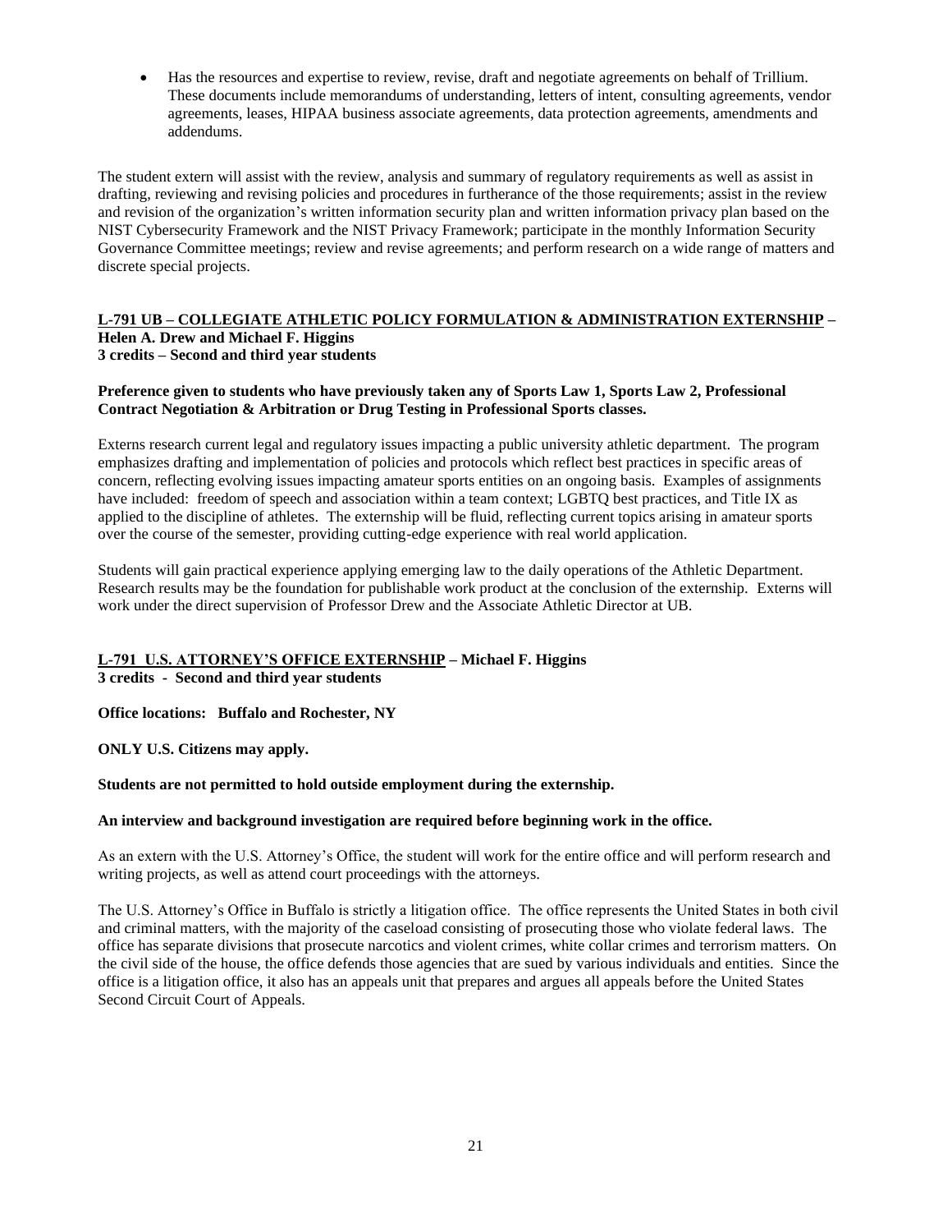- Has the resources and expertise to review, revise, draft and negotiate agreements on behalf of Trillium. These documents include memorandums of understanding, letters of intent, consulting agreements, vendor agreements, leases, HIPAA business associate agreements, data protection agreements, amendments and addendums.

The student extern will assist with the review, analysis and summary of regulatory requirements as well as assist in drafting, reviewing and revising policies and procedures in furtherance of the those requirements; assist in the review and revision of the organization's written information security plan and written information privacy plan based on the NIST Cybersecurity Framework and the NIST Privacy Framework; participate in the monthly Information Security Governance Committee meetings; review and revise agreements; and perform research on a wide range of matters and discrete special projects.

**L-791 UB – COLLEGIATE ATHLETIC POLICY FORMULATION & ADMINISTRATION EXTERNSHIP – Helen A. Drew and Michael F. Higgins**
**3 credits – Second and third year students**

**Preference given to students who have previously taken any of Sports Law 1, Sports Law 2, Professional Contract Negotiation & Arbitration or Drug Testing in Professional Sports classes.**

Externs research current legal and regulatory issues impacting a public university athletic department. The program emphasizes drafting and implementation of policies and protocols which reflect best practices in specific areas of concern, reflecting evolving issues impacting amateur sports entities on an ongoing basis. Examples of assignments have included: freedom of speech and association within a team context; LGBTQ best practices, and Title IX as applied to the discipline of athletes. The externship will be fluid, reflecting current topics arising in amateur sports over the course of the semester, providing cutting-edge experience with real world application.

Students will gain practical experience applying emerging law to the daily operations of the Athletic Department. Research results may be the foundation for publishable work product at the conclusion of the externship. Externs will work under the direct supervision of Professor Drew and the Associate Athletic Director at UB.

**L-791 U.S. ATTORNEY'S OFFICE EXTERNSHIP – Michael F. Higgins**
**3 credits - Second and third year students**

**Office locations: Buffalo and Rochester, NY**

**ONLY U.S. Citizens may apply.**

**Students are not permitted to hold outside employment during the externship.**

**An interview and background investigation are required before beginning work in the office.**

As an extern with the U.S. Attorney's Office, the student will work for the entire office and will perform research and writing projects, as well as attend court proceedings with the attorneys.

The U.S. Attorney's Office in Buffalo is strictly a litigation office. The office represents the United States in both civil and criminal matters, with the majority of the caseload consisting of prosecuting those who violate federal laws. The office has separate divisions that prosecute narcotics and violent crimes, white collar crimes and terrorism matters. On the civil side of the house, the office defends those agencies that are sued by various individuals and entities. Since the office is a litigation office, it also has an appeals unit that prepares and argues all appeals before the United States Second Circuit Court of Appeals.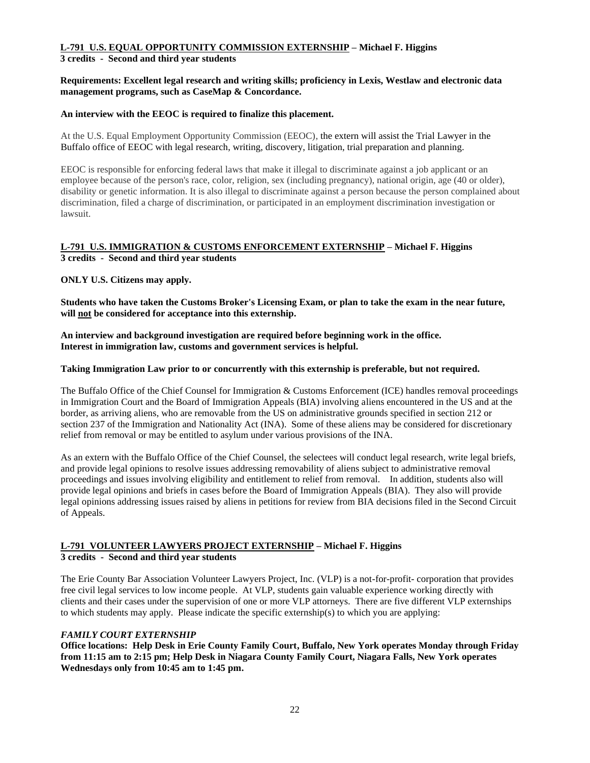**L-791 U.S. EQUAL OPPORTUNITY COMMISSION EXTERNSHIP – Michael F. Higgins**
**3 credits - Second and third year students**

**Requirements: Excellent legal research and writing skills; proficiency in Lexis, Westlaw and electronic data management programs, such as CaseMap & Concordance.**

**An interview with the EEOC is required to finalize this placement.**

At the U.S. Equal Employment Opportunity Commission (EEOC), the extern will assist the Trial Lawyer in the Buffalo office of EEOC with legal research, writing, discovery, litigation, trial preparation and planning.

EEOC is responsible for enforcing federal laws that make it illegal to discriminate against a job applicant or an employee because of the person's race, color, religion, sex (including pregnancy), national origin, age (40 or older), disability or genetic information. It is also illegal to discriminate against a person because the person complained about discrimination, filed a charge of discrimination, or participated in an employment discrimination investigation or lawsuit.

**L-791 U.S. IMMIGRATION & CUSTOMS ENFORCEMENT EXTERNSHIP – Michael F. Higgins**
**3 credits - Second and third year students**

**ONLY U.S. Citizens may apply.**

**Students who have taken the Customs Broker's Licensing Exam, or plan to take the exam in the near future, will not be considered for acceptance into this externship.**

**An interview and background investigation are required before beginning work in the office.**
**Interest in immigration law, customs and government services is helpful.**

**Taking Immigration Law prior to or concurrently with this externship is preferable, but not required.**

The Buffalo Office of the Chief Counsel for Immigration & Customs Enforcement (ICE) handles removal proceedings in Immigration Court and the Board of Immigration Appeals (BIA) involving aliens encountered in the US and at the border, as arriving aliens, who are removable from the US on administrative grounds specified in section 212 or section 237 of the Immigration and Nationality Act (INA). Some of these aliens may be considered for discretionary relief from removal or may be entitled to asylum under various provisions of the INA.

As an extern with the Buffalo Office of the Chief Counsel, the selectees will conduct legal research, write legal briefs, and provide legal opinions to resolve issues addressing removability of aliens subject to administrative removal proceedings and issues involving eligibility and entitlement to relief from removal. In addition, students also will provide legal opinions and briefs in cases before the Board of Immigration Appeals (BIA). They also will provide legal opinions addressing issues raised by aliens in petitions for review from BIA decisions filed in the Second Circuit of Appeals.

**L-791 VOLUNTEER LAWYERS PROJECT EXTERNSHIP – Michael F. Higgins**
**3 credits - Second and third year students**

The Erie County Bar Association Volunteer Lawyers Project, Inc. (VLP) is a not-for-profit- corporation that provides free civil legal services to low income people. At VLP, students gain valuable experience working directly with clients and their cases under the supervision of one or more VLP attorneys. There are five different VLP externships to which students may apply. Please indicate the specific externship(s) to which you are applying:

***FAMILY COURT EXTERNSHIP***

**Office locations: Help Desk in Erie County Family Court, Buffalo, New York operates Monday through Friday from 11:15 am to 2:15 pm; Help Desk in Niagara County Family Court, Niagara Falls, New York operates Wednesdays only from 10:45 am to 1:45 pm.**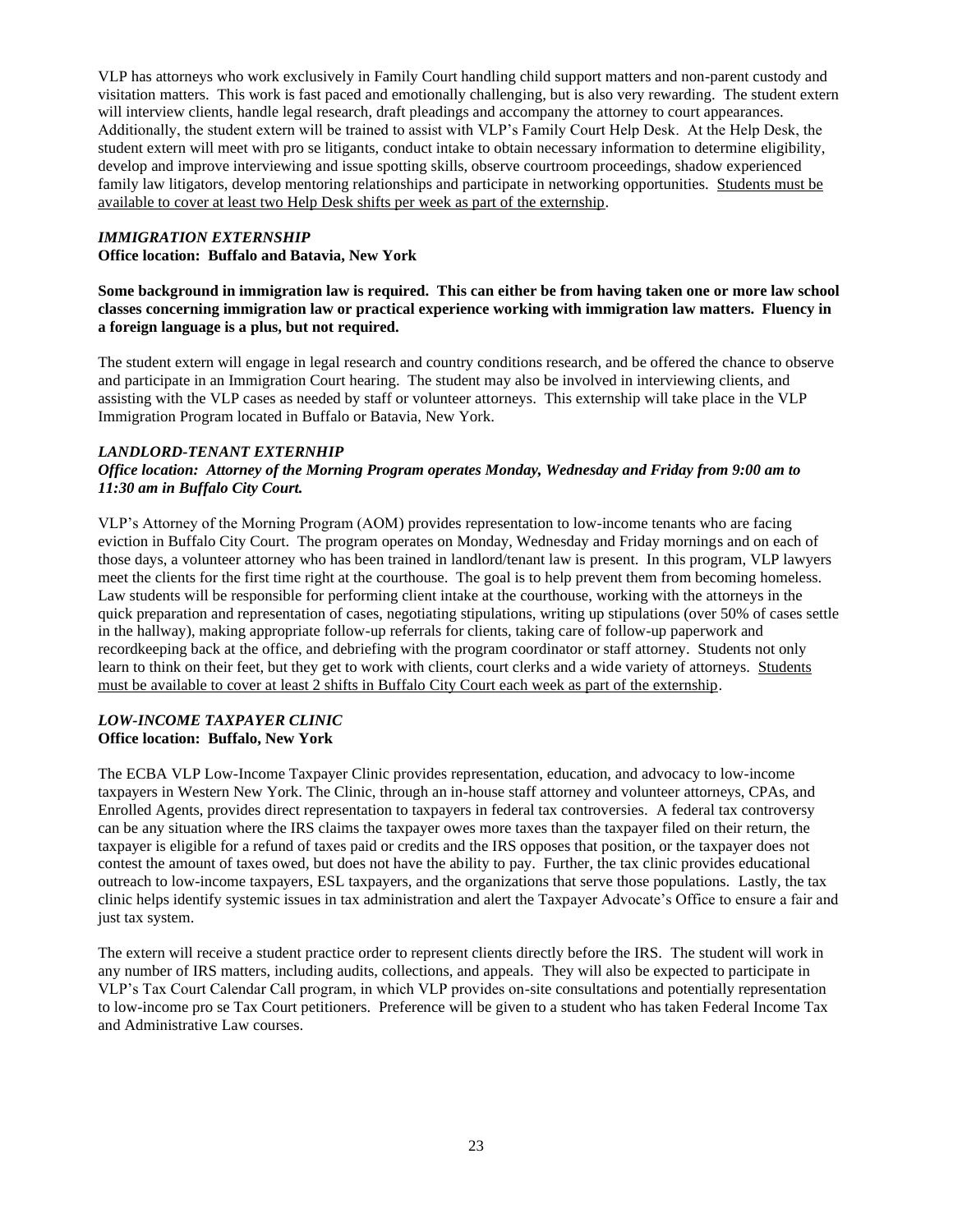VLP has attorneys who work exclusively in Family Court handling child support matters and non-parent custody and visitation matters. This work is fast paced and emotionally challenging, but is also very rewarding. The student extern will interview clients, handle legal research, draft pleadings and accompany the attorney to court appearances. Additionally, the student extern will be trained to assist with VLP's Family Court Help Desk. At the Help Desk, the student extern will meet with pro se litigants, conduct intake to obtain necessary information to determine eligibility, develop and improve interviewing and issue spotting skills, observe courtroom proceedings, shadow experienced family law litigators, develop mentoring relationships and participate in networking opportunities. <u>Students must be available to cover at least two Help Desk shifts per week as part of the externship</u>.

***IMMIGRATION EXTERNSHIP***
**Office location: Buffalo and Batavia, New York**

**Some background in immigration law is required. This can either be from having taken one or more law school classes concerning immigration law or practical experience working with immigration law matters. Fluency in a foreign language is a plus, but not required.**

The student extern will engage in legal research and country conditions research, and be offered the chance to observe and participate in an Immigration Court hearing. The student may also be involved in interviewing clients, and assisting with the VLP cases as needed by staff or volunteer attorneys. This externship will take place in the VLP Immigration Program located in Buffalo or Batavia, New York.

***LANDLORD-TENANT EXTERNHIP***
***Office location: Attorney of the Morning Program operates Monday, Wednesday and Friday from 9:00 am to 11:30 am in Buffalo City Court.***

VLP's Attorney of the Morning Program (AOM) provides representation to low-income tenants who are facing eviction in Buffalo City Court. The program operates on Monday, Wednesday and Friday mornings and on each of those days, a volunteer attorney who has been trained in landlord/tenant law is present. In this program, VLP lawyers meet the clients for the first time right at the courthouse. The goal is to help prevent them from becoming homeless. Law students will be responsible for performing client intake at the courthouse, working with the attorneys in the quick preparation and representation of cases, negotiating stipulations, writing up stipulations (over 50% of cases settle in the hallway), making appropriate follow-up referrals for clients, taking care of follow-up paperwork and recordkeeping back at the office, and debriefing with the program coordinator or staff attorney. Students not only learn to think on their feet, but they get to work with clients, court clerks and a wide variety of attorneys. <u>Students must be available to cover at least 2 shifts in Buffalo City Court each week as part of the externship</u>.

***LOW-INCOME TAXPAYER CLINIC***
**Office location: Buffalo, New York**

The ECBA VLP Low-Income Taxpayer Clinic provides representation, education, and advocacy to low-income taxpayers in Western New York. The Clinic, through an in-house staff attorney and volunteer attorneys, CPAs, and Enrolled Agents, provides direct representation to taxpayers in federal tax controversies. A federal tax controversy can be any situation where the IRS claims the taxpayer owes more taxes than the taxpayer filed on their return, the taxpayer is eligible for a refund of taxes paid or credits and the IRS opposes that position, or the taxpayer does not contest the amount of taxes owed, but does not have the ability to pay. Further, the tax clinic provides educational outreach to low-income taxpayers, ESL taxpayers, and the organizations that serve those populations. Lastly, the tax clinic helps identify systemic issues in tax administration and alert the Taxpayer Advocate's Office to ensure a fair and just tax system.

The extern will receive a student practice order to represent clients directly before the IRS. The student will work in any number of IRS matters, including audits, collections, and appeals. They will also be expected to participate in VLP's Tax Court Calendar Call program, in which VLP provides on-site consultations and potentially representation to low-income pro se Tax Court petitioners. Preference will be given to a student who has taken Federal Income Tax and Administrative Law courses.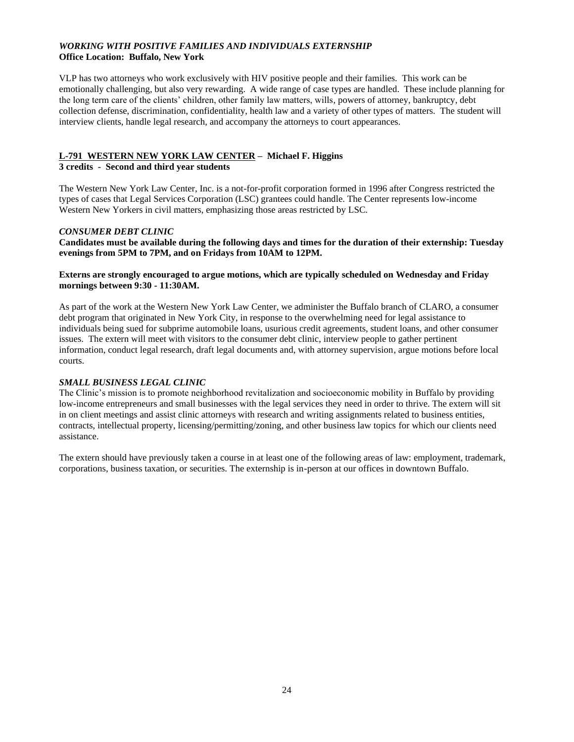### *WORKING WITH POSITIVE FAMILIES AND INDIVIDUALS EXTERNSHIP*
**Office Location: Buffalo, New York**

VLP has two attorneys who work exclusively with HIV positive people and their families. This work can be emotionally challenging, but also very rewarding. A wide range of case types are handled. These include planning for the long term care of the clients' children, other family law matters, wills, powers of attorney, bankruptcy, debt collection defense, discrimination, confidentiality, health law and a variety of other types of matters. The student will interview clients, handle legal research, and accompany the attorneys to court appearances.

## L-791 WESTERN NEW YORK LAW CENTER – Michael F. Higgins
**3 credits - Second and third year students**

The Western New York Law Center, Inc. is a not-for-profit corporation formed in 1996 after Congress restricted the types of cases that Legal Services Corporation (LSC) grantees could handle. The Center represents low-income Western New Yorkers in civil matters, emphasizing those areas restricted by LSC.

### *CONSUMER DEBT CLINIC*
**Candidates must be available during the following days and times for the duration of their externship: Tuesday evenings from 5PM to 7PM, and on Fridays from 10AM to 12PM.**

**Externs are strongly encouraged to argue motions, which are typically scheduled on Wednesday and Friday mornings between 9:30 - 11:30AM.**

As part of the work at the Western New York Law Center, we administer the Buffalo branch of CLARO, a consumer debt program that originated in New York City, in response to the overwhelming need for legal assistance to individuals being sued for subprime automobile loans, usurious credit agreements, student loans, and other consumer issues. The extern will meet with visitors to the consumer debt clinic, interview people to gather pertinent information, conduct legal research, draft legal documents and, with attorney supervision, argue motions before local courts.

### *SMALL BUSINESS LEGAL CLINIC*
The Clinic's mission is to promote neighborhood revitalization and socioeconomic mobility in Buffalo by providing low-income entrepreneurs and small businesses with the legal services they need in order to thrive. The extern will sit in on client meetings and assist clinic attorneys with research and writing assignments related to business entities, contracts, intellectual property, licensing/permitting/zoning, and other business law topics for which our clients need assistance.

The extern should have previously taken a course in at least one of the following areas of law: employment, trademark, corporations, business taxation, or securities. The externship is in-person at our offices in downtown Buffalo.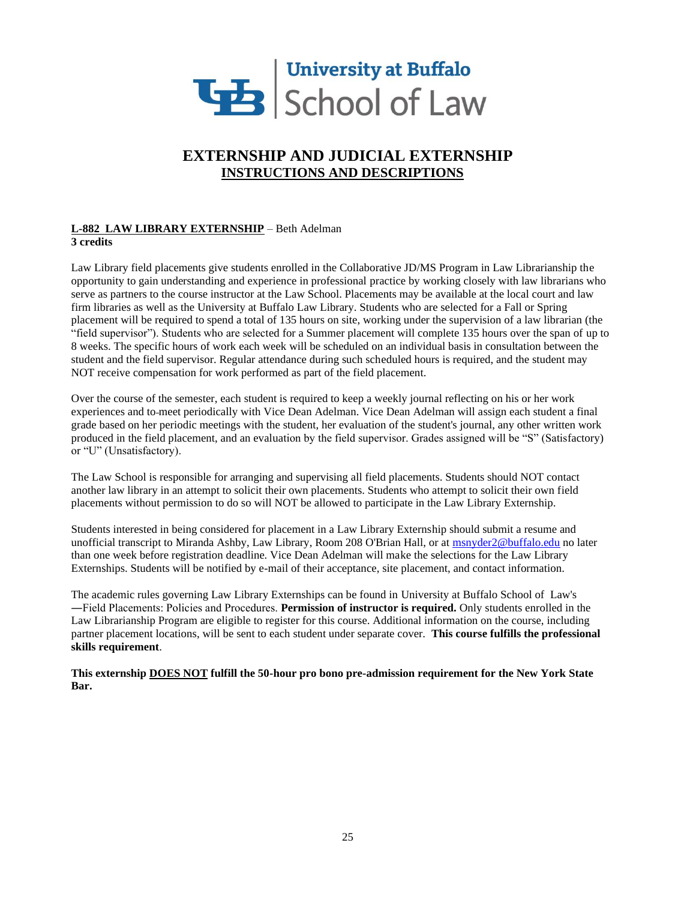University at Buffalo School of Law

# EXTERNSHIP AND JUDICIAL EXTERNSHIP
## INSTRUCTIONS AND DESCRIPTIONS

**L-882 LAW LIBRARY EXTERNSHIP** – Beth Adelman
**3 credits**

Law Library field placements give students enrolled in the Collaborative JD/MS Program in Law Librarianship the opportunity to gain understanding and experience in professional practice by working closely with law librarians who serve as partners to the course instructor at the Law School. Placements may be available at the local court and law firm libraries as well as the University at Buffalo Law Library. Students who are selected for a Fall or Spring placement will be required to spend a total of 135 hours on site, working under the supervision of a law librarian (the "field supervisor"). Students who are selected for a Summer placement will complete 135 hours over the span of up to 8 weeks. The specific hours of work each week will be scheduled on an individual basis in consultation between the student and the field supervisor. Regular attendance during such scheduled hours is required, and the student may NOT receive compensation for work performed as part of the field placement.

Over the course of the semester, each student is required to keep a weekly journal reflecting on his or her work experiences and to meet periodically with Vice Dean Adelman. Vice Dean Adelman will assign each student a final grade based on her periodic meetings with the student, her evaluation of the student's journal, any other written work produced in the field placement, and an evaluation by the field supervisor. Grades assigned will be "S" (Satisfactory) or "U" (Unsatisfactory).

The Law School is responsible for arranging and supervising all field placements. Students should NOT contact another law library in an attempt to solicit their own placements. Students who attempt to solicit their own field placements without permission to do so will NOT be allowed to participate in the Law Library Externship.

Students interested in being considered for placement in a Law Library Externship should submit a resume and unofficial transcript to Miranda Ashby, Law Library, Room 208 O'Brian Hall, or at msnyder2@buffalo.edu no later than one week before registration deadline. Vice Dean Adelman will make the selections for the Law Library Externships. Students will be notified by e-mail of their acceptance, site placement, and contact information.

The academic rules governing Law Library Externships can be found in University at Buffalo School of Law's ―Field Placements: Policies and Procedures. **Permission of instructor is required.** Only students enrolled in the Law Librarianship Program are eligible to register for this course. Additional information on the course, including partner placement locations, will be sent to each student under separate cover. **This course fulfills the professional skills requirement**.

**This externship DOES NOT fulfill the 50-hour pro bono pre-admission requirement for the New York State Bar.**